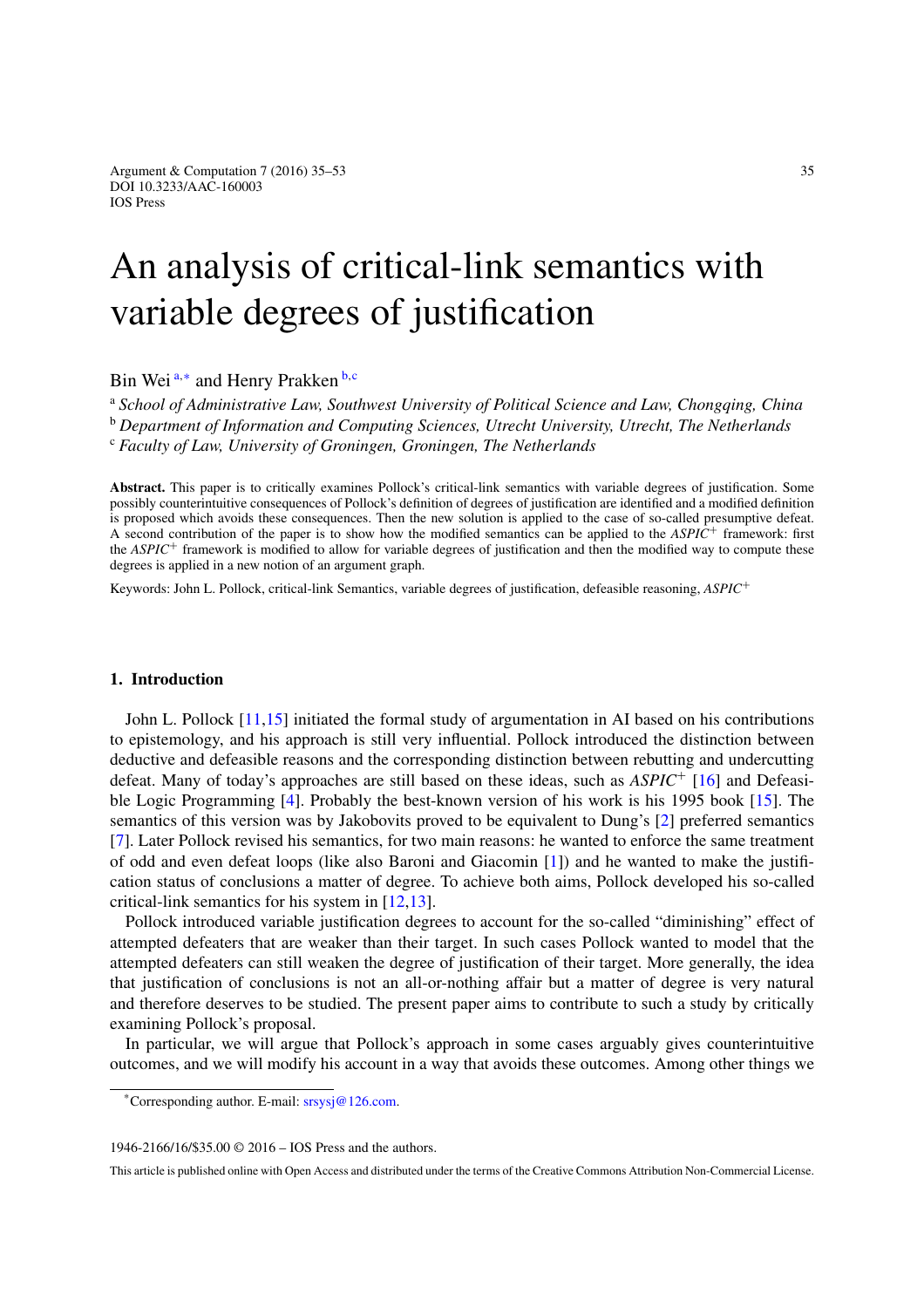# An analysis of critical-link semantics with variable degrees of justification

Bin Wei [a,*] and Henry Prakken [b,c]

[a] *School of Administrative Law, Southwest University of Political Science and Law, Chongqing, China*
[b] *Department of Information and Computing Sciences, Utrecht University, Utrecht, The Netherlands*
[c] *Faculty of Law, University of Groningen, Groningen, The Netherlands*

**Abstract.** This paper is to critically examines Pollock's critical-link semantics with variable degrees of justification. Some possibly counterintuitive consequences of Pollock's definition of degrees of justification are identified and a modified definition is proposed which avoids these consequences. Then the new solution is applied to the case of so-called presumptive defeat. A second contribution of the paper is to show how the modified semantics can be applied to the $ASPIC^{+}$ framework: first the $ASPIC^{+}$ framework is modified to allow for variable degrees of justification and then the modified way to compute these degrees is applied in a new notion of an argument graph.

Keywords: John L. Pollock, critical-link Semantics, variable degrees of justification, defeasible reasoning, $ASPIC^{+}$

## 1. Introduction

John L. Pollock [11,15] initiated the formal study of argumentation in AI based on his contributions to epistemology, and his approach is still very influential. Pollock introduced the distinction between deductive and defeasible reasons and the corresponding distinction between rebutting and undercutting defeat. Many of today's approaches are still based on these ideas, such as $ASPIC^{+}$ [16] and Defeasible Logic Programming [4]. Probably the best-known version of his work is his 1995 book [15]. The semantics of this version was by Jakobovits proved to be equivalent to Dung's [2] preferred semantics [7]. Later Pollock revised his semantics, for two main reasons: he wanted to enforce the same treatment of odd and even defeat loops (like also Baroni and Giacomin [1]) and he wanted to make the justification status of conclusions a matter of degree. To achieve both aims, Pollock developed his so-called critical-link semantics for his system in [12,13].

Pollock introduced variable justification degrees to account for the so-called "diminishing" effect of attempted defeaters that are weaker than their target. In such cases Pollock wanted to model that the attempted defeaters can still weaken the degree of justification of their target. More generally, the idea that justification of conclusions is not an all-or-nothing affair but a matter of degree is very natural and therefore deserves to be studied. The present paper aims to contribute to such a study by critically examining Pollock's proposal.

In particular, we will argue that Pollock's approach in some cases arguably gives counterintuitive outcomes, and we will modify his account in a way that avoids these outcomes. Among other things we

*Corresponding author. E-mail: srsysj@126.com.

1946-2166/16/$35.00 © 2016 – IOS Press and the authors.

This article is published online with Open Access and distributed under the terms of the Creative Commons Attribution Non-Commercial License.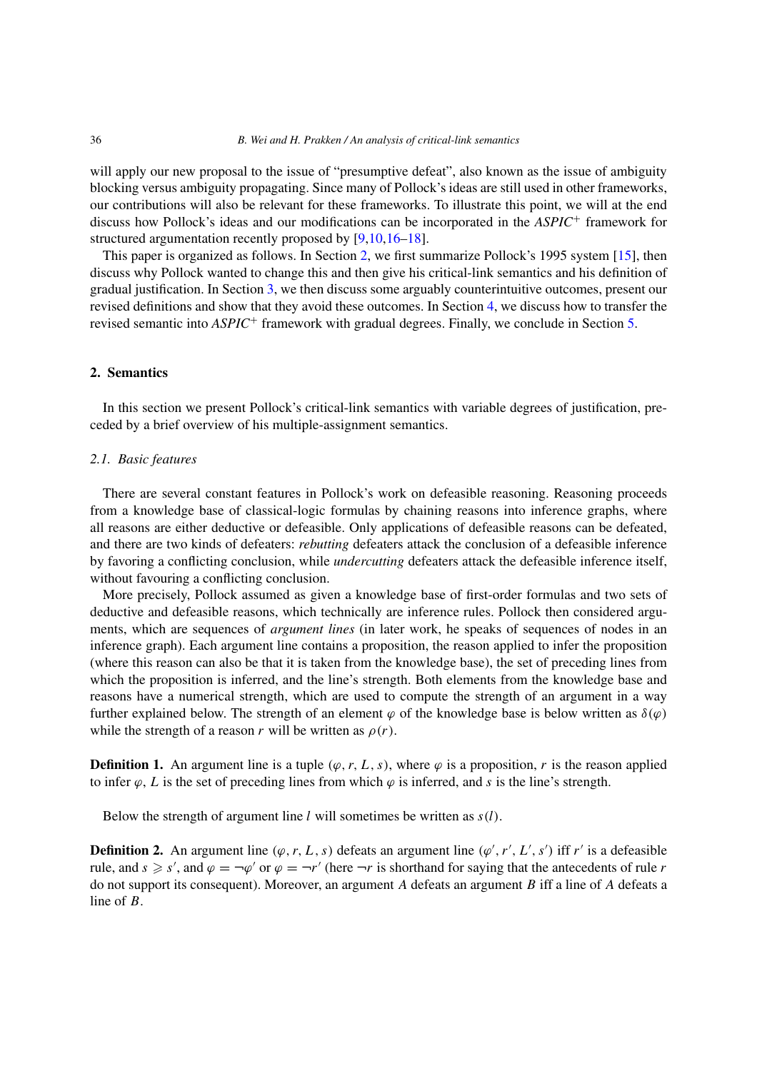will apply our new proposal to the issue of "presumptive defeat", also known as the issue of ambiguity blocking versus ambiguity propagating. Since many of Pollock's ideas are still used in other frameworks, our contributions will also be relevant for these frameworks. To illustrate this point, we will at the end discuss how Pollock's ideas and our modifications can be incorporated in the *ASPIC*$^{+}$ framework for structured argumentation recently proposed by [9,10,16–18].

This paper is organized as follows. In Section 2, we first summarize Pollock's 1995 system [15], then discuss why Pollock wanted to change this and then give his critical-link semantics and his definition of gradual justification. In Section 3, we then discuss some arguably counterintuitive outcomes, present our revised definitions and show that they avoid these outcomes. In Section 4, we discuss how to transfer the revised semantic into *ASPIC*$^{+}$ framework with gradual degrees. Finally, we conclude in Section 5.

## 2. Semantics

In this section we present Pollock's critical-link semantics with variable degrees of justification, preceded by a brief overview of his multiple-assignment semantics.

### 2.1. Basic features

There are several constant features in Pollock's work on defeasible reasoning. Reasoning proceeds from a knowledge base of classical-logic formulas by chaining reasons into inference graphs, where all reasons are either deductive or defeasible. Only applications of defeasible reasons can be defeated, and there are two kinds of defeaters: *rebutting* defeaters attack the conclusion of a defeasible inference by favoring a conflicting conclusion, while *undercutting* defeaters attack the defeasible inference itself, without favouring a conflicting conclusion.

More precisely, Pollock assumed as given a knowledge base of first-order formulas and two sets of deductive and defeasible reasons, which technically are inference rules. Pollock then considered arguments, which are sequences of *argument lines* (in later work, he speaks of sequences of nodes in an inference graph). Each argument line contains a proposition, the reason applied to infer the proposition (where this reason can also be that it is taken from the knowledge base), the set of preceding lines from which the proposition is inferred, and the line's strength. Both elements from the knowledge base and reasons have a numerical strength, which are used to compute the strength of an argument in a way further explained below. The strength of an element $\varphi$ of the knowledge base is below written as $\delta(\varphi)$ while the strength of a reason $r$ will be written as $\rho(r)$.

**Definition 1.** An argument line is a tuple $(\varphi, r, L, s)$, where $\varphi$ is a proposition, $r$ is the reason applied to infer $\varphi$, $L$ is the set of preceding lines from which $\varphi$ is inferred, and $s$ is the line's strength.

Below the strength of argument line $l$ will sometimes be written as $s(l)$.

**Definition 2.** An argument line $(\varphi, r, L, s)$ defeats an argument line $(\varphi', r', L', s')$ iff $r'$ is a defeasible rule, and $s \geqslant s'$, and $\varphi = \neg\varphi'$ or $\varphi = \neg r'$ (here $\neg r$ is shorthand for saying that the antecedents of rule $r$ do not support its consequent). Moreover, an argument $A$ defeats an argument $B$ iff a line of $A$ defeats a line of $B$.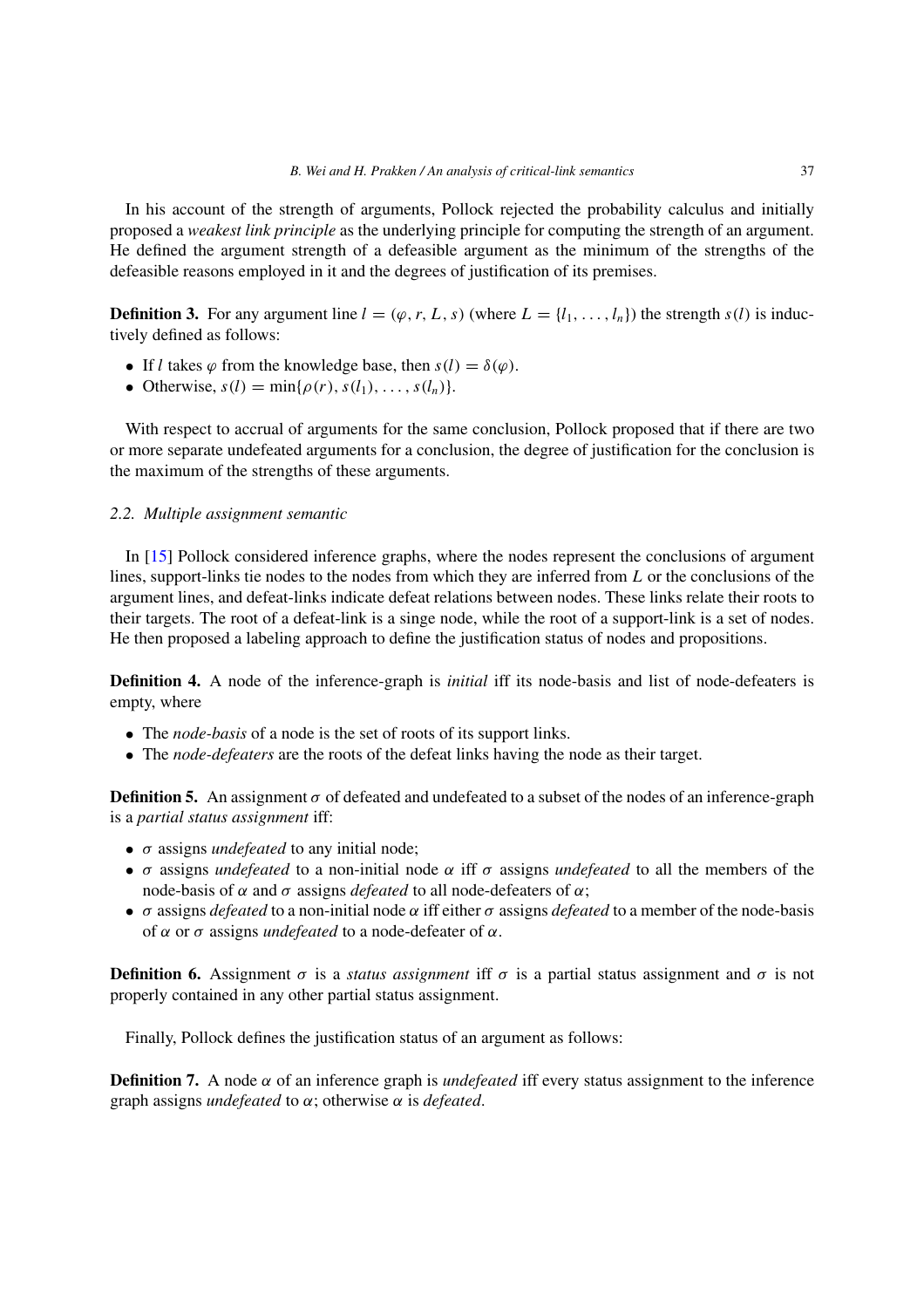In his account of the strength of arguments, Pollock rejected the probability calculus and initially proposed a *weakest link principle* as the underlying principle for computing the strength of an argument. He defined the argument strength of a defeasible argument as the minimum of the strengths of the defeasible reasons employed in it and the degrees of justification of its premises.

**Definition 3.** For any argument line $l = (\varphi, r, L, s)$ (where $L = \{l_1, \ldots, l_n\}$) the strength $s(l)$ is inductively defined as follows:

- If $l$ takes $\varphi$ from the knowledge base, then $s(l) = \delta(\varphi)$.
- Otherwise, $s(l) = \min\{\rho(r), s(l_1), \ldots, s(l_n)\}$.

With respect to accrual of arguments for the same conclusion, Pollock proposed that if there are two or more separate undefeated arguments for a conclusion, the degree of justification for the conclusion is the maximum of the strengths of these arguments.

### *2.2. Multiple assignment semantic*

In [15] Pollock considered inference graphs, where the nodes represent the conclusions of argument lines, support-links tie nodes to the nodes from which they are inferred from $L$ or the conclusions of the argument lines, and defeat-links indicate defeat relations between nodes. These links relate their roots to their targets. The root of a defeat-link is a singe node, while the root of a support-link is a set of nodes. He then proposed a labeling approach to define the justification status of nodes and propositions.

**Definition 4.** A node of the inference-graph is *initial* iff its node-basis and list of node-defeaters is empty, where

- The *node-basis* of a node is the set of roots of its support links.
- The *node-defeaters* are the roots of the defeat links having the node as their target.

**Definition 5.** An assignment $\sigma$ of defeated and undefeated to a subset of the nodes of an inference-graph is a *partial status assignment* iff:

- $\sigma$ assigns *undefeated* to any initial node;
- $\sigma$ assigns *undefeated* to a non-initial node $\alpha$ iff $\sigma$ assigns *undefeated* to all the members of the node-basis of $\alpha$ and $\sigma$ assigns *defeated* to all node-defeaters of $\alpha$;
- $\sigma$ assigns *defeated* to a non-initial node $\alpha$ iff either $\sigma$ assigns *defeated* to a member of the node-basis of $\alpha$ or $\sigma$ assigns *undefeated* to a node-defeater of $\alpha$.

**Definition 6.** Assignment $\sigma$ is a *status assignment* iff $\sigma$ is a partial status assignment and $\sigma$ is not properly contained in any other partial status assignment.

Finally, Pollock defines the justification status of an argument as follows:

**Definition 7.** A node $\alpha$ of an inference graph is *undefeated* iff every status assignment to the inference graph assigns *undefeated* to $\alpha$; otherwise $\alpha$ is *defeated*.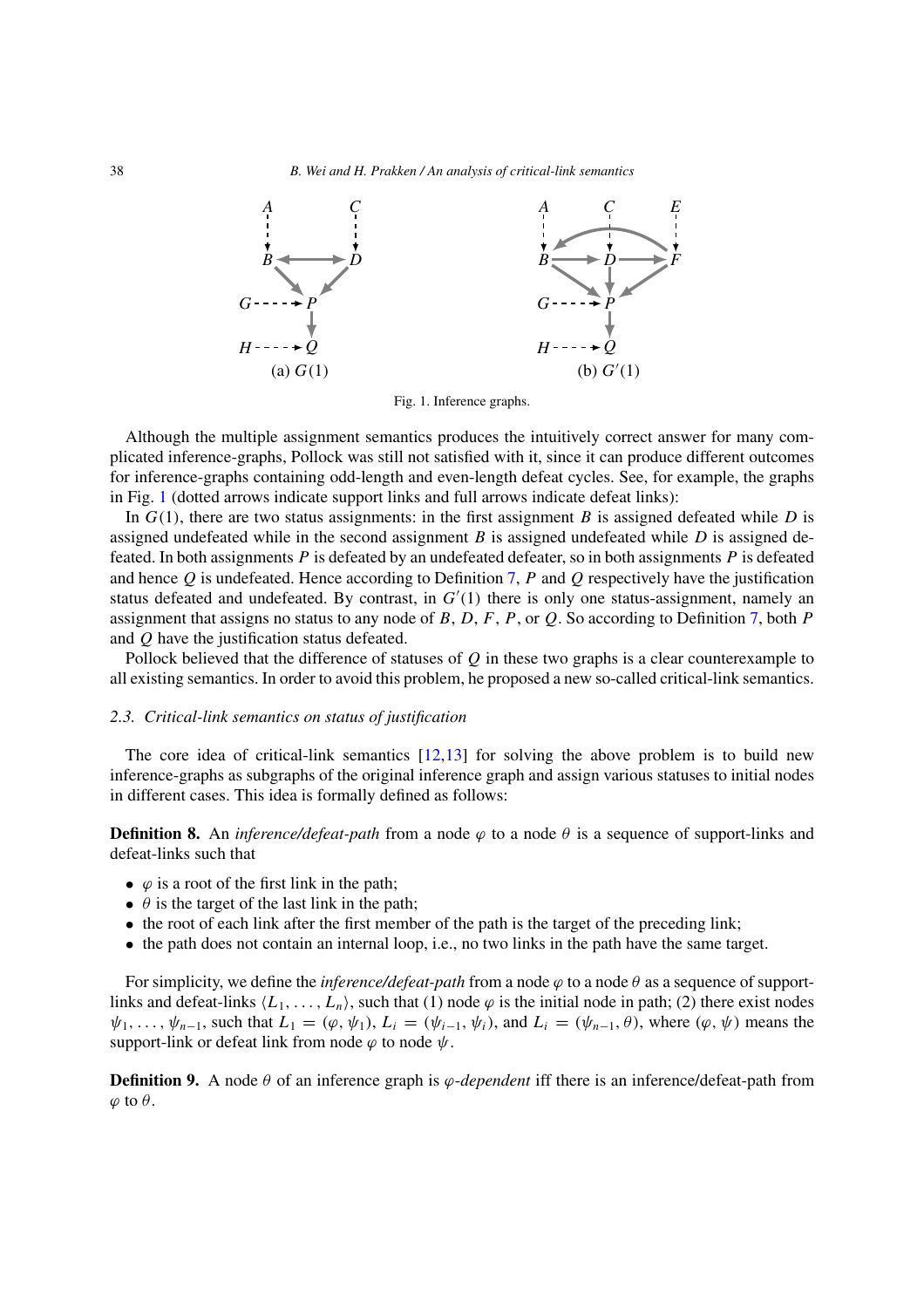(a) $G(1)$

(b) $G'(1)$

Fig. 1. Inference graphs.

Although the multiple assignment semantics produces the intuitively correct answer for many complicated inference-graphs, Pollock was still not satisfied with it, since it can produce different outcomes for inference-graphs containing odd-length and even-length defeat cycles. See, for example, the graphs in Fig. 1 (dotted arrows indicate support links and full arrows indicate defeat links):

In $G(1)$, there are two status assignments: in the first assignment $B$ is assigned defeated while $D$ is assigned undefeated while in the second assignment $B$ is assigned undefeated while $D$ is assigned defeated. In both assignments $P$ is defeated by an undefeated defeater, so in both assignments $P$ is defeated and hence $Q$ is undefeated. Hence according to Definition 7, $P$ and $Q$ respectively have the justification status defeated and undefeated. By contrast, in $G'(1)$ there is only one status-assignment, namely an assignment that assigns no status to any node of $B$, $D$, $F$, $P$, or $Q$. So according to Definition 7, both $P$ and $Q$ have the justification status defeated.

Pollock believed that the difference of statuses of $Q$ in these two graphs is a clear counterexample to all existing semantics. In order to avoid this problem, he proposed a new so-called critical-link semantics.

### 2.3. *Critical-link semantics on status of justification*

The core idea of critical-link semantics [12,13] for solving the above problem is to build new inference-graphs as subgraphs of the original inference graph and assign various statuses to initial nodes in different cases. This idea is formally defined as follows:

**Definition 8.** An *inference/defeat-path* from a node $\varphi$ to a node $\theta$ is a sequence of support-links and defeat-links such that

- $\varphi$ is a root of the first link in the path;
- $\theta$ is the target of the last link in the path;
- the root of each link after the first member of the path is the target of the preceding link;
- the path does not contain an internal loop, i.e., no two links in the path have the same target.

For simplicity, we define the *inference/defeat-path* from a node $\varphi$ to a node $\theta$ as a sequence of support-links and defeat-links $\langle L_1, \ldots, L_n \rangle$, such that (1) node $\varphi$ is the initial node in path; (2) there exist nodes $\psi_1, \ldots, \psi_{n-1}$, such that $L_1 = (\varphi, \psi_1)$, $L_i = (\psi_{i-1}, \psi_i)$, and $L_i = (\psi_{n-1}, \theta)$, where $(\varphi, \psi)$ means the support-link or defeat link from node $\varphi$ to node $\psi$.

**Definition 9.** A node $\theta$ of an inference graph is *$\varphi$-dependent* iff there is an inference/defeat-path from $\varphi$ to $\theta$.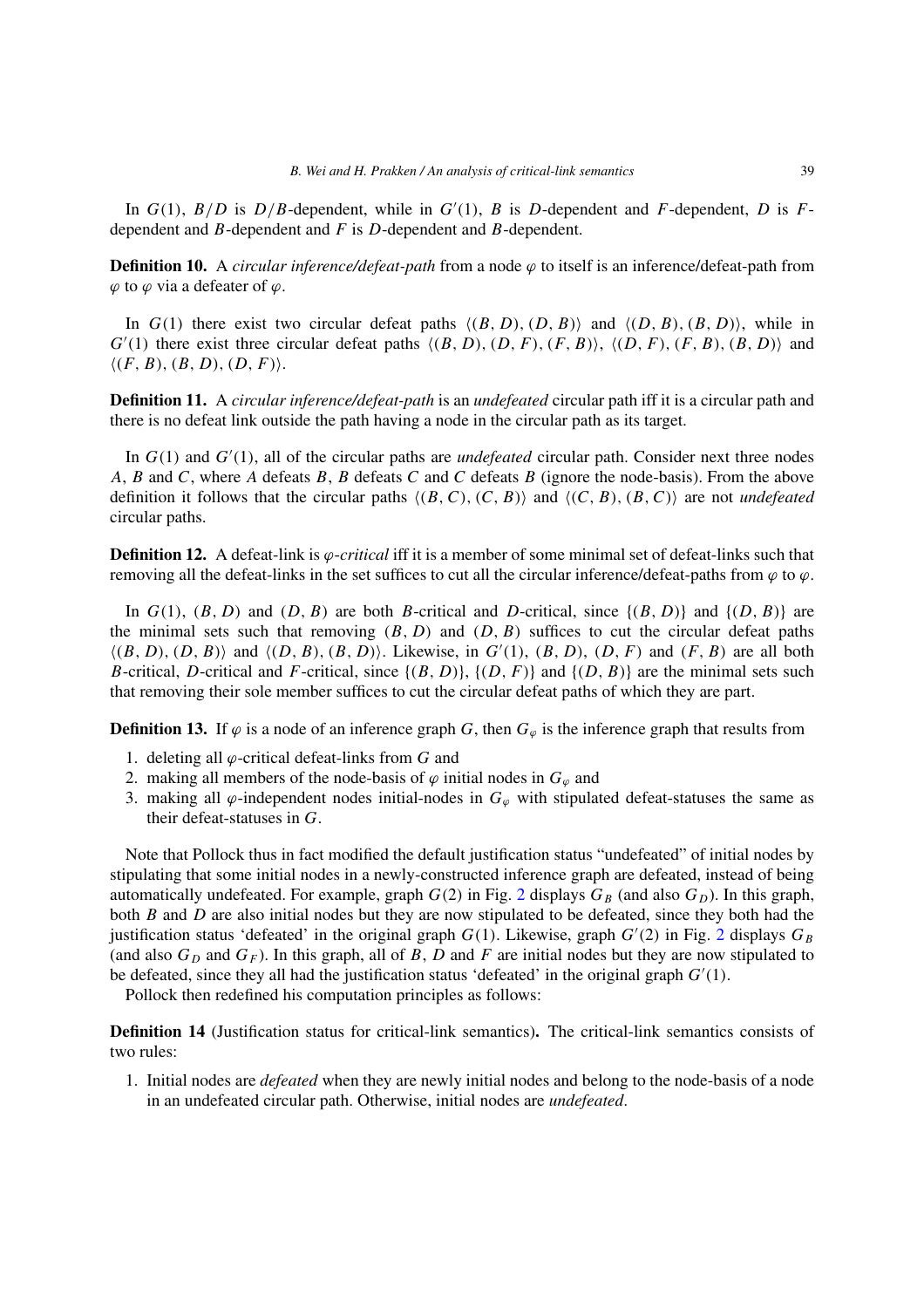In $G(1)$, $B/D$ is $D/B$-dependent, while in $G'(1)$, $B$ is $D$-dependent and $F$-dependent, $D$ is $F$-dependent and $B$-dependent and $F$ is $D$-dependent and $B$-dependent.

**Definition 10.** A *circular inference/defeat-path* from a node $\varphi$ to itself is an inference/defeat-path from $\varphi$ to $\varphi$ via a defeater of $\varphi$.

In $G(1)$ there exist two circular defeat paths $\langle(B, D), (D, B)\rangle$ and $\langle(D, B), (B, D)\rangle$, while in $G'(1)$ there exist three circular defeat paths $\langle(B, D), (D, F), (F, B)\rangle$, $\langle(D, F), (F, B), (B, D)\rangle$ and $\langle(F, B), (B, D), (D, F)\rangle$.

**Definition 11.** A *circular inference/defeat-path* is an *undefeated* circular path iff it is a circular path and there is no defeat link outside the path having a node in the circular path as its target.

In $G(1)$ and $G'(1)$, all of the circular paths are *undefeated* circular path. Consider next three nodes $A$, $B$ and $C$, where $A$ defeats $B$, $B$ defeats $C$ and $C$ defeats $B$ (ignore the node-basis). From the above definition it follows that the circular paths $\langle(B, C), (C, B)\rangle$ and $\langle(C, B), (B, C)\rangle$ are not *undefeated* circular paths.

**Definition 12.** A defeat-link is *$\varphi$-critical* iff it is a member of some minimal set of defeat-links such that removing all the defeat-links in the set suffices to cut all the circular inference/defeat-paths from $\varphi$ to $\varphi$.

In $G(1)$, $(B, D)$ and $(D, B)$ are both $B$-critical and $D$-critical, since $\{(B, D)\}$ and $\{(D, B)\}$ are the minimal sets such that removing $(B, D)$ and $(D, B)$ suffices to cut the circular defeat paths $\langle(B, D), (D, B)\rangle$ and $\langle(D, B), (B, D)\rangle$. Likewise, in $G'(1)$, $(B, D)$, $(D, F)$ and $(F, B)$ are all both $B$-critical, $D$-critical and $F$-critical, since $\{(B, D)\}$, $\{(D, F)\}$ and $\{(D, B)\}$ are the minimal sets such that removing their sole member suffices to cut the circular defeat paths of which they are part.

**Definition 13.** If $\varphi$ is a node of an inference graph $G$, then $G_\varphi$ is the inference graph that results from

1. deleting all $\varphi$-critical defeat-links from $G$ and
2. making all members of the node-basis of $\varphi$ initial nodes in $G_\varphi$ and
3. making all $\varphi$-independent nodes initial-nodes in $G_\varphi$ with stipulated defeat-statuses the same as their defeat-statuses in $G$.

Note that Pollock thus in fact modified the default justification status "undefeated" of initial nodes by stipulating that some initial nodes in a newly-constructed inference graph are defeated, instead of being automatically undefeated. For example, graph $G(2)$ in Fig. 2 displays $G_B$ (and also $G_D$). In this graph, both $B$ and $D$ are also initial nodes but they are now stipulated to be defeated, since they both had the justification status 'defeated' in the original graph $G(1)$. Likewise, graph $G'(2)$ in Fig. 2 displays $G_B$ (and also $G_D$ and $G_F$). In this graph, all of $B$, $D$ and $F$ are initial nodes but they are now stipulated to be defeated, since they all had the justification status 'defeated' in the original graph $G'(1)$.

Pollock then redefined his computation principles as follows:

**Definition 14** (Justification status for critical-link semantics)**.** The critical-link semantics consists of two rules:

1. Initial nodes are *defeated* when they are newly initial nodes and belong to the node-basis of a node in an undefeated circular path. Otherwise, initial nodes are *undefeated*.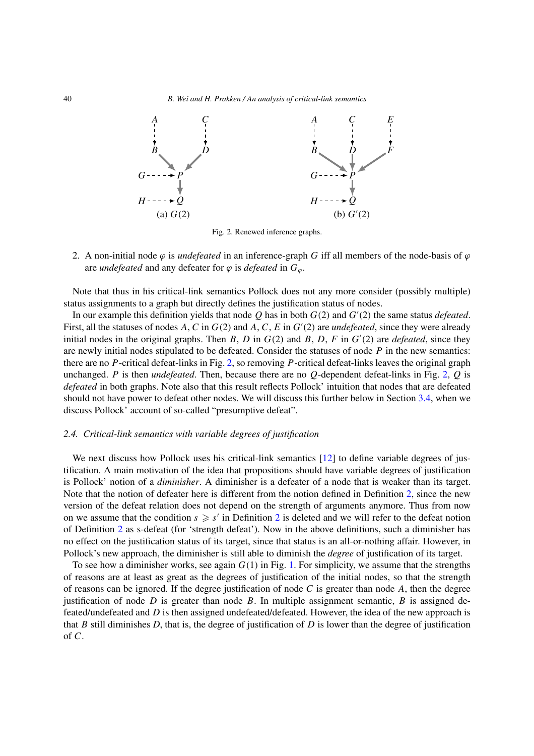Fig. 2. Renewed inference graphs.

2. A non-initial node $\varphi$ is *undefeated* in an inference-graph $G$ iff all members of the node-basis of $\varphi$ are *undefeated* and any defeater for $\varphi$ is *defeated* in $G_\varphi$.

Note that thus in his critical-link semantics Pollock does not any more consider (possibly multiple) status assignments to a graph but directly defines the justification status of nodes.

In our example this definition yields that node $Q$ has in both $G(2)$ and $G'(2)$ the same status *defeated*. First, all the statuses of nodes $A$, $C$ in $G(2)$ and $A$, $C$, $E$ in $G'(2)$ are *undefeated*, since they were already initial nodes in the original graphs. Then $B$, $D$ in $G(2)$ and $B$, $D$, $F$ in $G'(2)$ are *defeated*, since they are newly initial nodes stipulated to be defeated. Consider the statuses of node $P$ in the new semantics: there are no $P$-critical defeat-links in Fig. 2, so removing $P$-critical defeat-links leaves the original graph unchanged. $P$ is then *undefeated*. Then, because there are no $Q$-dependent defeat-links in Fig. 2, $Q$ is *defeated* in both graphs. Note also that this result reflects Pollock' intuition that nodes that are defeated should not have power to defeat other nodes. We will discuss this further below in Section 3.4, when we discuss Pollock' account of so-called "presumptive defeat".

### 2.4. Critical-link semantics with variable degrees of justification

We next discuss how Pollock uses his critical-link semantics [12] to define variable degrees of justification. A main motivation of the idea that propositions should have variable degrees of justification is Pollock' notion of a *diminisher*. A diminisher is a defeater of a node that is weaker than its target. Note that the notion of defeater here is different from the notion defined in Definition 2, since the new version of the defeat relation does not depend on the strength of arguments anymore. Thus from now on we assume that the condition $s \geqslant s'$ in Definition 2 is deleted and we will refer to the defeat notion of Definition 2 as s-defeat (for 'strength defeat'). Now in the above definitions, such a diminisher has no effect on the justification status of its target, since that status is an all-or-nothing affair. However, in Pollock's new approach, the diminisher is still able to diminish the *degree* of justification of its target.

To see how a diminisher works, see again $G(1)$ in Fig. 1. For simplicity, we assume that the strengths of reasons are at least as great as the degrees of justification of the initial nodes, so that the strength of reasons can be ignored. If the degree justification of node $C$ is greater than node $A$, then the degree justification of node $D$ is greater than node $B$. In multiple assignment semantic, $B$ is assigned defeated/undefeated and $D$ is then assigned undefeated/defeated. However, the idea of the new approach is that $B$ still diminishes $D$, that is, the degree of justification of $D$ is lower than the degree of justification of $C$.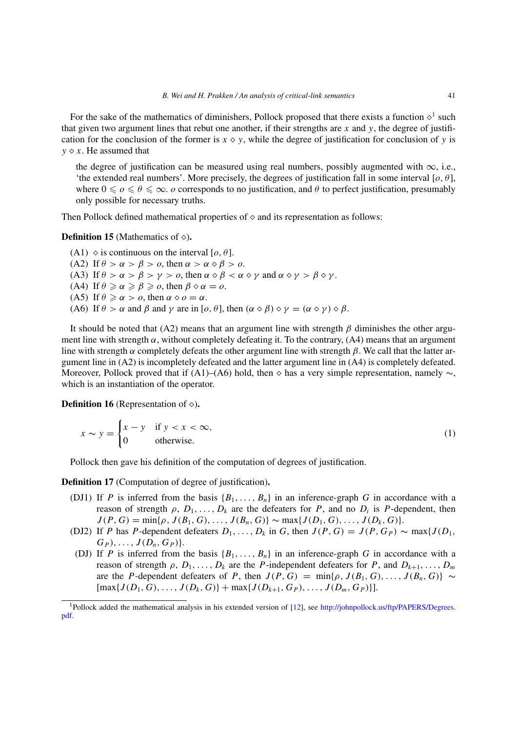For the sake of the mathematics of diminishers, Pollock proposed that there exists a function $\diamond$[1] such that given two argument lines that rebut one another, if their strengths are $x$ and $y$, the degree of justification for the conclusion of the former is $x \diamond y$, while the degree of justification for conclusion of $y$ is $y \diamond x$. He assumed that

> the degree of justification can be measured using real numbers, possibly augmented with $\infty$, i.e., 'the extended real numbers'. More precisely, the degrees of justification fall in some interval $[o, \theta]$, where $0 \leqslant o \leqslant \theta \leqslant \infty$. $o$ corresponds to no justification, and $\theta$ to perfect justification, presumably only possible for necessary truths.

Then Pollock defined mathematical properties of $\diamond$ and its representation as follows:

**Definition 15** (Mathematics of $\diamond$)**.**

- (A1) $\diamond$ is continuous on the interval $[o, \theta]$.
- (A2) If $\theta > \alpha > \beta > o$, then $\alpha > \alpha \diamond \beta > o$.
- (A3) If $\theta > \alpha > \beta > \gamma > o$, then $\alpha \diamond \beta < \alpha \diamond \gamma$ and $\alpha \diamond \gamma > \beta \diamond \gamma$.
- (A4) If $\theta \geqslant \alpha \geqslant \beta \geqslant o$, then $\beta \diamond \alpha = o$.
- (A5) If $\theta \geqslant \alpha > o$, then $\alpha \diamond o = \alpha$.
- (A6) If $\theta > \alpha$ and $\beta$ and $\gamma$ are in $[o, \theta]$, then $(\alpha \diamond \beta) \diamond \gamma = (\alpha \diamond \gamma) \diamond \beta$.

It should be noted that (A2) means that an argument line with strength $\beta$ diminishes the other argument line with strength $\alpha$, without completely defeating it. To the contrary, (A4) means that an argument line with strength $\alpha$ completely defeats the other argument line with strength $\beta$. We call that the latter argument line in (A2) is incompletely defeated and the latter argument line in (A4) is completely defeated. Moreover, Pollock proved that if (A1)–(A6) hold, then $\diamond$ has a very simple representation, namely $\sim$, which is an instantiation of the operator.

**Definition 16** (Representation of $\diamond$)**.**

$$x \sim y = \begin{cases} x - y & \text{if } y < x < \infty, \\ 0 & \text{otherwise.} \end{cases} \tag{1}$$

Pollock then gave his definition of the computation of degrees of justification.

**Definition 17** (Computation of degree of justification)**.**

- (DJ1) If $P$ is inferred from the basis $\{B_1, \dots, B_n\}$ in an inference-graph $G$ in accordance with a reason of strength $\rho$, $D_1, \dots, D_k$ are the defeaters for $P$, and no $D_i$ is $P$-dependent, then $J(P, G) = \min\{\rho, J(B_1, G), \dots, J(B_n, G)\} \sim \max\{J(D_1, G), \dots, J(D_k, G)\}$.
- (DJ2) If $P$ has $P$-dependent defeaters $D_1, \dots, D_k$ in $G$, then $J(P, G) = J(P, G_P) \sim \max\{J(D_1, G_P), \dots, J(D_n, G_P)\}$.
- (DJ) If $P$ is inferred from the basis $\{B_1, \dots, B_n\}$ in an inference-graph $G$ in accordance with a reason of strength $\rho$, $D_1, \dots, D_k$ are the $P$-independent defeaters for $P$, and $D_{k+1}, \dots, D_m$ are the $P$-dependent defeaters of $P$, then $J(P, G) = \min\{\rho, J(B_1, G), \dots, J(B_n, G)\} \sim [\max\{J(D_1, G), \dots, J(D_k, G)\} + \max\{J(D_{k+1}, G_P), \dots, J(D_m, G_P)\}]$.

[1] Pollock added the mathematical analysis in his extended version of [12], see http://johnpollock.us/ftp/PAPERS/Degrees.pdf.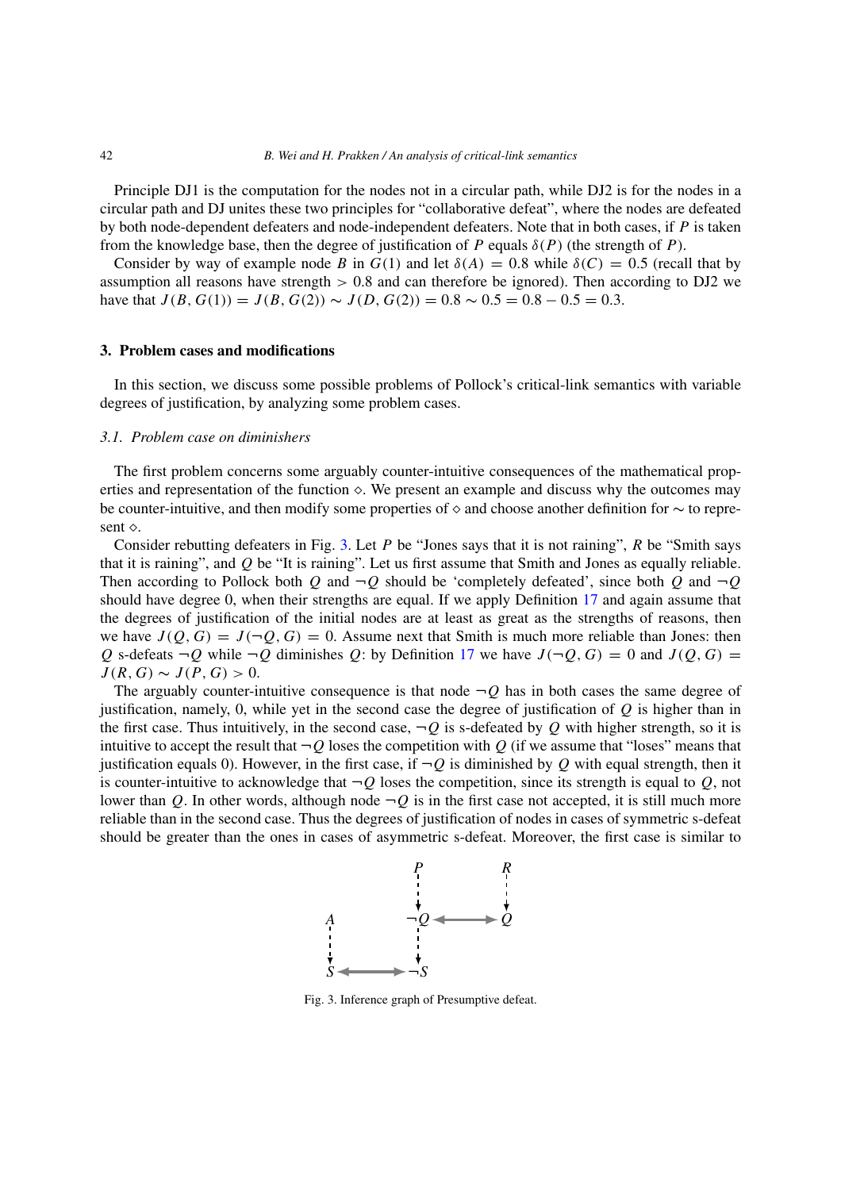Principle DJ1 is the computation for the nodes not in a circular path, while DJ2 is for the nodes in a circular path and DJ unites these two principles for "collaborative defeat", where the nodes are defeated by both node-dependent defeaters and node-independent defeaters. Note that in both cases, if $P$ is taken from the knowledge base, then the degree of justification of $P$ equals $\delta(P)$ (the strength of $P$).

Consider by way of example node $B$ in $G(1)$ and let $\delta(A) = 0.8$ while $\delta(C) = 0.5$ (recall that by assumption all reasons have strength $> 0.8$ and can therefore be ignored). Then according to DJ2 we have that $J(B, G(1)) = J(B, G(2)) \sim J(D, G(2)) = 0.8 \sim 0.5 = 0.8 - 0.5 = 0.3$.

## 3. Problem cases and modifications

In this section, we discuss some possible problems of Pollock's critical-link semantics with variable degrees of justification, by analyzing some problem cases.

### 3.1. *Problem case on diminishers*

The first problem concerns some arguably counter-intuitive consequences of the mathematical properties and representation of the function $\diamond$. We present an example and discuss why the outcomes may be counter-intuitive, and then modify some properties of $\diamond$ and choose another definition for $\sim$ to represent $\diamond$.

Consider rebutting defeaters in Fig. 3. Let $P$ be "Jones says that it is not raining", $R$ be "Smith says that it is raining", and $Q$ be "It is raining". Let us first assume that Smith and Jones as equally reliable. Then according to Pollock both $Q$ and $\neg Q$ should be 'completely defeated', since both $Q$ and $\neg Q$ should have degree 0, when their strengths are equal. If we apply Definition 17 and again assume that the degrees of justification of the initial nodes are at least as great as the strengths of reasons, then we have $J(Q, G) = J(\neg Q, G) = 0$. Assume next that Smith is much more reliable than Jones: then $Q$ s-defeats $\neg Q$ while $\neg Q$ diminishes $Q$: by Definition 17 we have $J(\neg Q, G) = 0$ and $J(Q, G) = J(R, G) \sim J(P, G) > 0$.

The arguably counter-intuitive consequence is that node $\neg Q$ has in both cases the same degree of justification, namely, 0, while yet in the second case the degree of justification of $Q$ is higher than in the first case. Thus intuitively, in the second case, $\neg Q$ is s-defeated by $Q$ with higher strength, so it is intuitive to accept the result that $\neg Q$ loses the competition with $Q$ (if we assume that "loses" means that justification equals 0). However, in the first case, if $\neg Q$ is diminished by $Q$ with equal strength, then it is counter-intuitive to acknowledge that $\neg Q$ loses the competition, since its strength is equal to $Q$, not lower than $Q$. In other words, although node $\neg Q$ is in the first case not accepted, it is still much more reliable than in the second case. Thus the degrees of justification of nodes in cases of symmetric s-defeat should be greater than the ones in cases of asymmetric s-defeat. Moreover, the first case is similar to

Fig. 3. Inference graph of Presumptive defeat.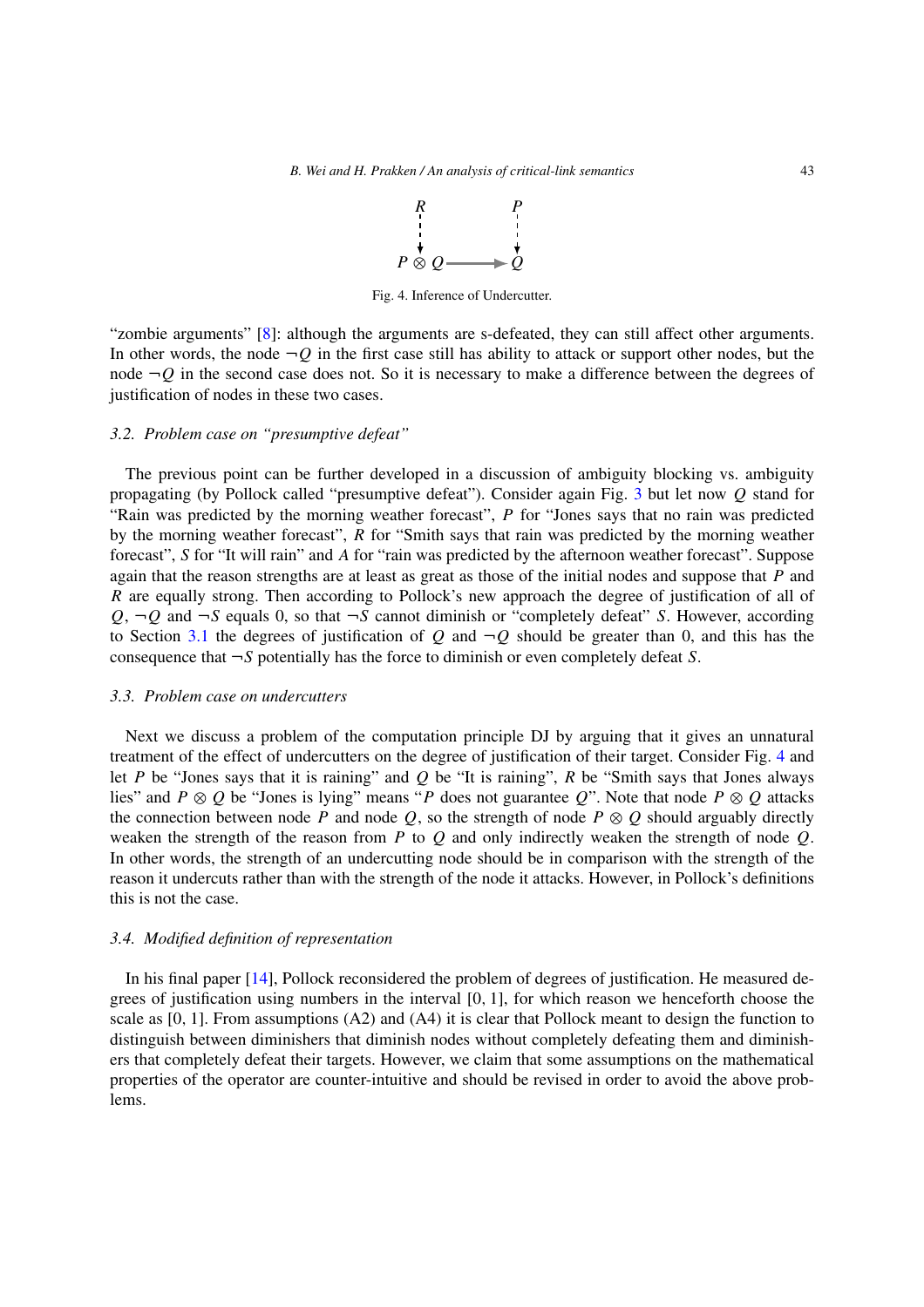Fig. 4. Inference of Undercutter.

"zombie arguments" [8]: although the arguments are s-defeated, they can still affect other arguments. In other words, the node $\neg Q$ in the first case still has ability to attack or support other nodes, but the node $\neg Q$ in the second case does not. So it is necessary to make a difference between the degrees of justification of nodes in these two cases.

### 3.2. Problem case on "presumptive defeat"

The previous point can be further developed in a discussion of ambiguity blocking vs. ambiguity propagating (by Pollock called "presumptive defeat"). Consider again Fig. 3 but let now $Q$ stand for "Rain was predicted by the morning weather forecast", $P$ for "Jones says that no rain was predicted by the morning weather forecast", $R$ for "Smith says that rain was predicted by the morning weather forecast", $S$ for "It will rain" and $A$ for "rain was predicted by the afternoon weather forecast". Suppose again that the reason strengths are at least as great as those of the initial nodes and suppose that $P$ and $R$ are equally strong. Then according to Pollock's new approach the degree of justification of all of $Q$, $\neg Q$ and $\neg S$ equals 0, so that $\neg S$ cannot diminish or "completely defeat" $S$. However, according to Section 3.1 the degrees of justification of $Q$ and $\neg Q$ should be greater than 0, and this has the consequence that $\neg S$ potentially has the force to diminish or even completely defeat $S$.

### 3.3. Problem case on undercutters

Next we discuss a problem of the computation principle DJ by arguing that it gives an unnatural treatment of the effect of undercutters on the degree of justification of their target. Consider Fig. 4 and let $P$ be "Jones says that it is raining" and $Q$ be "It is raining", $R$ be "Smith says that Jones always lies" and $P \otimes Q$ be "Jones is lying" means "$P$ does not guarantee $Q$". Note that node $P \otimes Q$ attacks the connection between node $P$ and node $Q$, so the strength of node $P \otimes Q$ should arguably directly weaken the strength of the reason from $P$ to $Q$ and only indirectly weaken the strength of node $Q$. In other words, the strength of an undercutting node should be in comparison with the strength of the reason it undercuts rather than with the strength of the node it attacks. However, in Pollock's definitions this is not the case.

### 3.4. Modified definition of representation

In his final paper [14], Pollock reconsidered the problem of degrees of justification. He measured degrees of justification using numbers in the interval [0, 1], for which reason we henceforth choose the scale as [0, 1]. From assumptions (A2) and (A4) it is clear that Pollock meant to design the function to distinguish between diminishers that diminish nodes without completely defeating them and diminishers that completely defeat their targets. However, we claim that some assumptions on the mathematical properties of the operator are counter-intuitive and should be revised in order to avoid the above problems.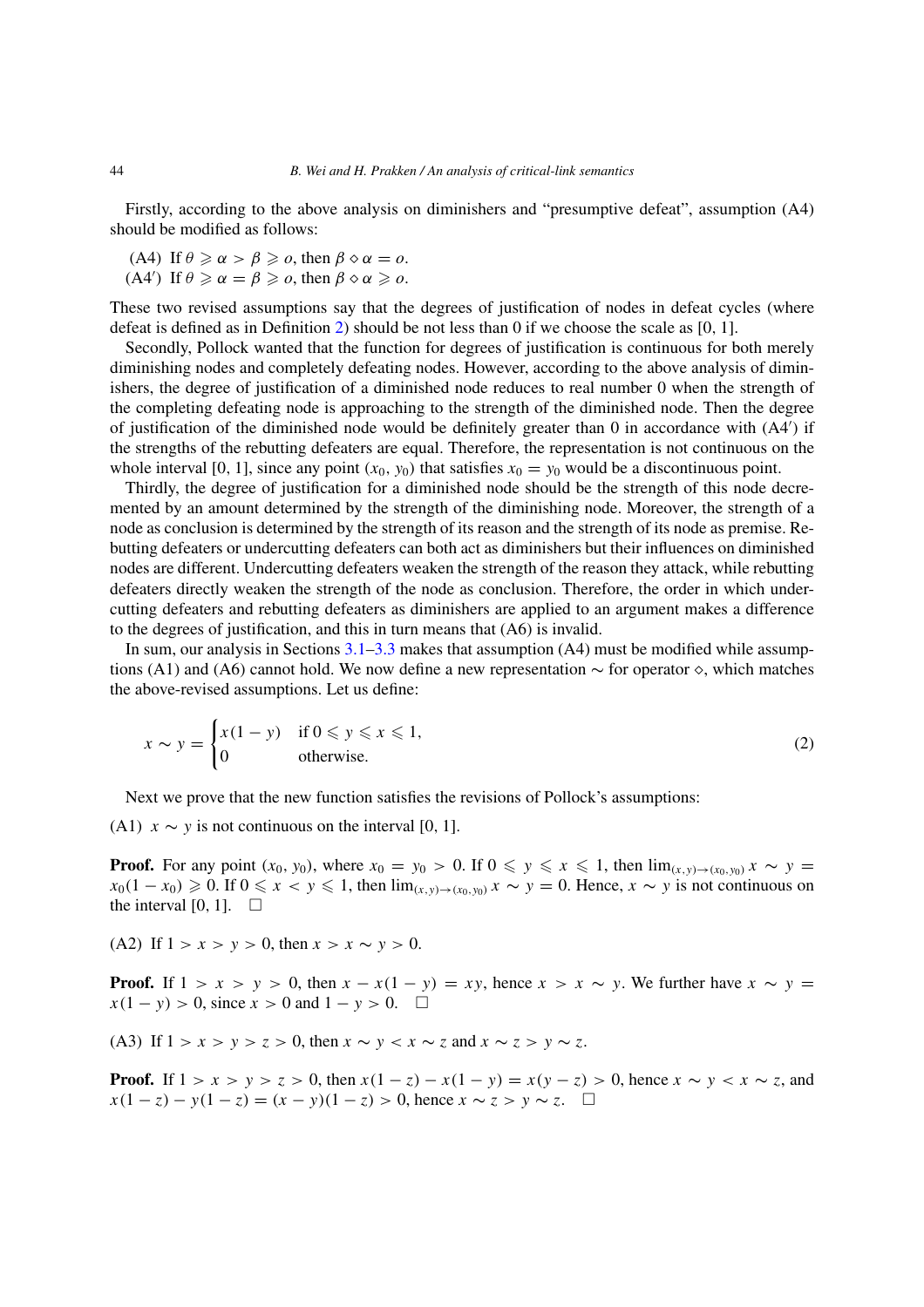Firstly, according to the above analysis on diminishers and "presumptive defeat", assumption (A4) should be modified as follows:

(A4) If $\theta \geqslant \alpha > \beta \geqslant o$, then $\beta \diamond \alpha = o$.
(A4′) If $\theta \geqslant \alpha = \beta \geqslant o$, then $\beta \diamond \alpha \geqslant o$.

These two revised assumptions say that the degrees of justification of nodes in defeat cycles (where defeat is defined as in Definition 2) should be not less than 0 if we choose the scale as [0, 1].

Secondly, Pollock wanted that the function for degrees of justification is continuous for both merely diminishing nodes and completely defeating nodes. However, according to the above analysis of diminishers, the degree of justification of a diminished node reduces to real number 0 when the strength of the completing defeating node is approaching to the strength of the diminished node. Then the degree of justification of the diminished node would be definitely greater than 0 in accordance with (A4′) if the strengths of the rebutting defeaters are equal. Therefore, the representation is not continuous on the whole interval [0, 1], since any point $(x_0, y_0)$ that satisfies $x_0 = y_0$ would be a discontinuous point.

Thirdly, the degree of justification for a diminished node should be the strength of this node decremented by an amount determined by the strength of the diminishing node. Moreover, the strength of a node as conclusion is determined by the strength of its reason and the strength of its node as premise. Rebutting defeaters or undercutting defeaters can both act as diminishers but their influences on diminished nodes are different. Undercutting defeaters weaken the strength of the reason they attack, while rebutting defeaters directly weaken the strength of the node as conclusion. Therefore, the order in which undercutting defeaters and rebutting defeaters as diminishers are applied to an argument makes a difference to the degrees of justification, and this in turn means that (A6) is invalid.

In sum, our analysis in Sections 3.1–3.3 makes that assumption (A4) must be modified while assumptions (A1) and (A6) cannot hold. We now define a new representation $\sim$ for operator $\diamond$, which matches the above-revised assumptions. Let us define:

$$x \sim y = \begin{cases} x(1-y) & \text{if } 0 \leqslant y \leqslant x \leqslant 1, \\ 0 & \text{otherwise.} \end{cases} \tag{2}$$

Next we prove that the new function satisfies the revisions of Pollock's assumptions:

(A1) $x \sim y$ is not continuous on the interval [0, 1].

**Proof.** For any point $(x_0, y_0)$, where $x_0 = y_0 > 0$. If $0 \leqslant y \leqslant x \leqslant 1$, then $\lim_{(x,y)\to(x_0,y_0)} x \sim y = x_0(1-x_0) \geqslant 0$. If $0 \leqslant x < y \leqslant 1$, then $\lim_{(x,y)\to(x_0,y_0)} x \sim y = 0$. Hence, $x \sim y$ is not continuous on the interval [0, 1]. □

(A2) If $1 > x > y > 0$, then $x > x \sim y > 0$.

**Proof.** If $1 > x > y > 0$, then $x - x(1-y) = xy$, hence $x > x \sim y$. We further have $x \sim y = x(1-y) > 0$, since $x > 0$ and $1 - y > 0$. □

(A3) If $1 > x > y > z > 0$, then $x \sim y < x \sim z$ and $x \sim z > y \sim z$.

**Proof.** If $1 > x > y > z > 0$, then $x(1-z) - x(1-y) = x(y-z) > 0$, hence $x \sim y < x \sim z$, and $x(1-z) - y(1-z) = (x-y)(1-z) > 0$, hence $x \sim z > y \sim z$. □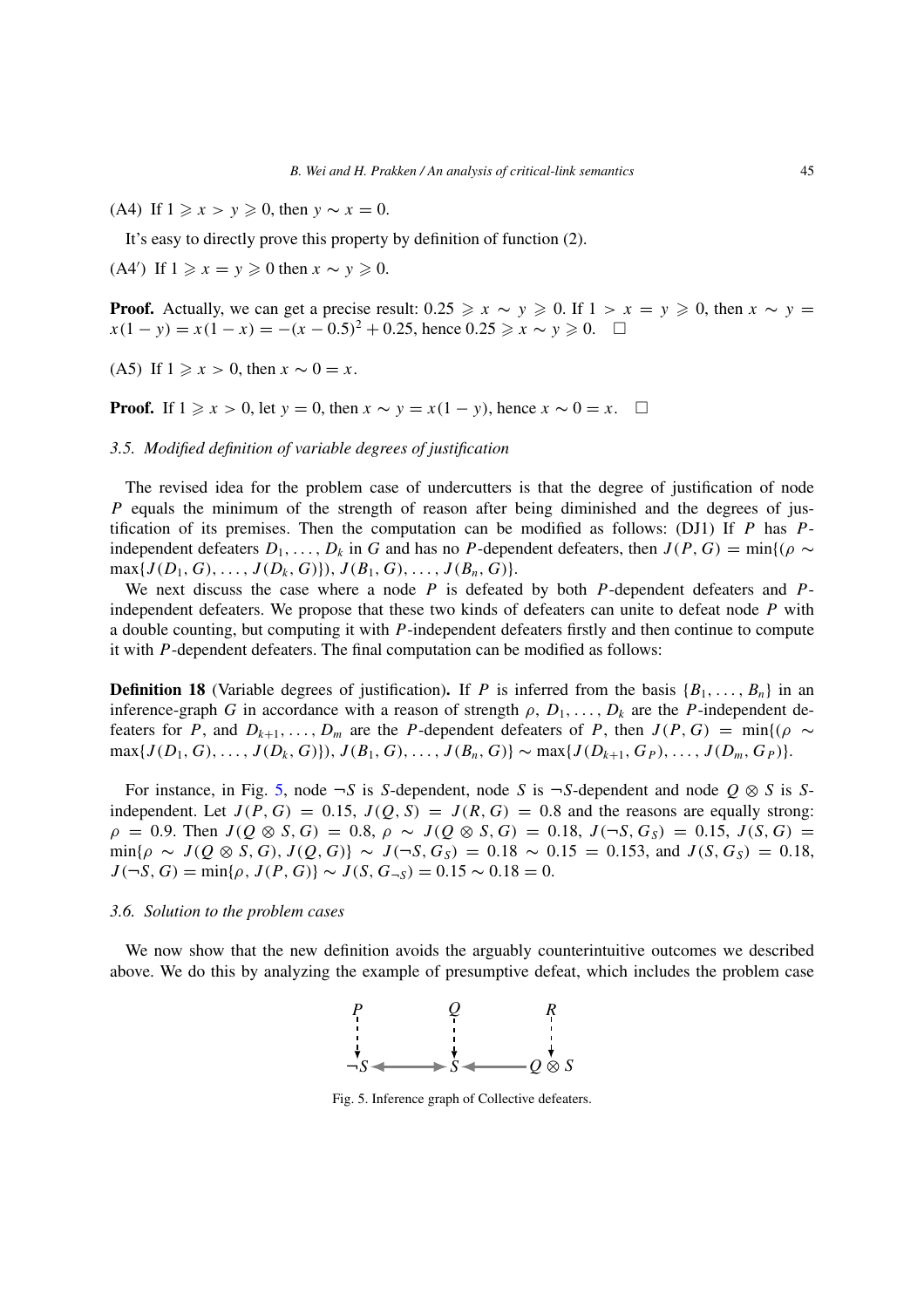(A4) If $1 \geqslant x > y \geqslant 0$, then $y \sim x = 0$.

It's easy to directly prove this property by definition of function (2).

(A4′) If $1 \geqslant x = y \geqslant 0$ then $x \sim y \geqslant 0$.

**Proof.** Actually, we can get a precise result: $0.25 \geqslant x \sim y \geqslant 0$. If $1 > x = y \geqslant 0$, then $x \sim y = x(1-y) = x(1-x) = -(x-0.5)^2 + 0.25$, hence $0.25 \geqslant x \sim y \geqslant 0$. □

(A5) If $1 \geqslant x > 0$, then $x \sim 0 = x$.

**Proof.** If $1 \geqslant x > 0$, let $y = 0$, then $x \sim y = x(1-y)$, hence $x \sim 0 = x$. □

### *3.5. Modified definition of variable degrees of justification*

The revised idea for the problem case of undercutters is that the degree of justification of node $P$ equals the minimum of the strength of reason after being diminished and the degrees of justification of its premises. Then the computation can be modified as follows: (DJ1) If $P$ has $P$-independent defeaters $D_1, \ldots, D_k$ in $G$ and has no $P$-dependent defeaters, then $J(P, G) = \min\{(\rho \sim \max\{J(D_1, G), \ldots, J(D_k, G)\}), J(B_1, G), \ldots, J(B_n, G)\}$.

We next discuss the case where a node $P$ is defeated by both $P$-dependent defeaters and $P$-independent defeaters. We propose that these two kinds of defeaters can unite to defeat node $P$ with a double counting, but computing it with $P$-independent defeaters firstly and then continue to compute it with $P$-dependent defeaters. The final computation can be modified as follows:

**Definition 18** (Variable degrees of justification)**.** If $P$ is inferred from the basis $\{B_1, \ldots, B_n\}$ in an inference-graph $G$ in accordance with a reason of strength $\rho$, $D_1, \ldots, D_k$ are the $P$-independent defeaters for $P$, and $D_{k+1}, \ldots, D_m$ are the $P$-dependent defeaters of $P$, then $J(P, G) = \min\{(\rho \sim \max\{J(D_1, G), \ldots, J(D_k, G)\}), J(B_1, G), \ldots, J(B_n, G)\} \sim \max\{J(D_{k+1}, G_P), \ldots, J(D_m, G_P)\}$.

For instance, in Fig. 5, node $\neg S$ is $S$-dependent, node $S$ is $\neg S$-dependent and node $Q \otimes S$ is $S$-independent. Let $J(P, G) = 0.15$, $J(Q, S) = J(R, G) = 0.8$ and the reasons are equally strong: $\rho = 0.9$. Then $J(Q \otimes S, G) = 0.8$, $\rho \sim J(Q \otimes S, G) = 0.18$, $J(\neg S, G_S) = 0.15$, $J(S, G) = \min\{\rho \sim J(Q \otimes S, G), J(Q, G)\} \sim J(\neg S, G_S) = 0.18 \sim 0.15 = 0.153$, and $J(S, G_S) = 0.18$, $J(\neg S, G) = \min\{\rho, J(P, G)\} \sim J(S, G_{\neg S}) = 0.15 \sim 0.18 = 0$.

### *3.6. Solution to the problem cases*

We now show that the new definition avoids the arguably counterintuitive outcomes we described above. We do this by analyzing the example of presumptive defeat, which includes the problem case

Fig. 5. Inference graph of Collective defeaters.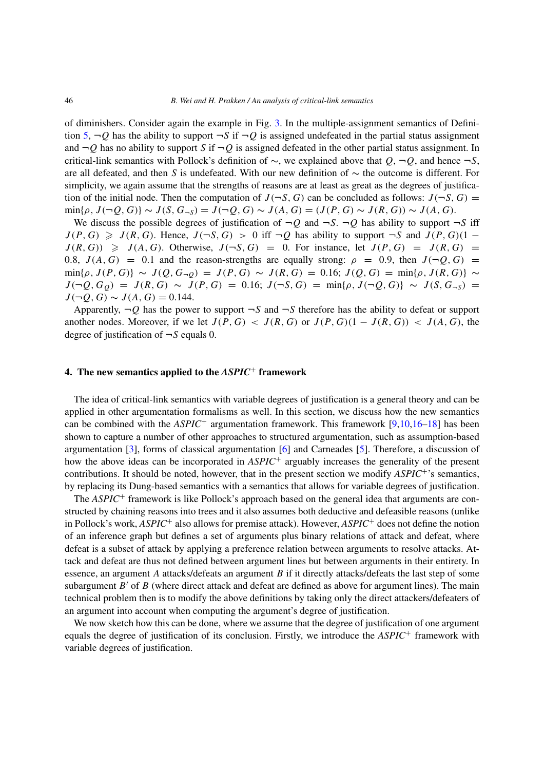of diminishers. Consider again the example in Fig. 3. In the multiple-assignment semantics of Definition 5, $\neg Q$ has the ability to support $\neg S$ if $\neg Q$ is assigned undefeated in the partial status assignment and $\neg Q$ has no ability to support $S$ if $\neg Q$ is assigned defeated in the other partial status assignment. In critical-link semantics with Pollock's definition of $\sim$, we explained above that $Q$, $\neg Q$, and hence $\neg S$, are all defeated, and then $S$ is undefeated. With our new definition of $\sim$ the outcome is different. For simplicity, we again assume that the strengths of reasons are at least as great as the degrees of justification of the initial node. Then the computation of $J(\neg S, G)$ can be concluded as follows: $J(\neg S, G) = \min\{\rho, J(\neg Q, G)\} \sim J(S, G_{\neg S}) = J(\neg Q, G) \sim J(A, G) = (J(P, G) \sim J(R, G)) \sim J(A, G)$.

We discuss the possible degrees of justification of $\neg Q$ and $\neg S$. $\neg Q$ has ability to support $\neg S$ iff $J(P, G) \geqslant J(R, G)$. Hence, $J(\neg S, G) > 0$ iff $\neg Q$ has ability to support $\neg S$ and $J(P, G)(1 - J(R, G)) \geqslant J(A, G)$. Otherwise, $J(\neg S, G) = 0$. For instance, let $J(P, G) = J(R, G) = 0.8$, $J(A, G) = 0.1$ and the reason-strengths are equally strong: $\rho = 0.9$, then $J(\neg Q, G) = \min\{\rho, J(P, G)\} \sim J(Q, G_{\neg Q}) = J(P, G) \sim J(R, G) = 0.16$; $J(Q, G) = \min\{\rho, J(R, G)\} \sim J(\neg Q, G_Q) = J(R, G) \sim J(P, G) = 0.16$; $J(\neg S, G) = \min\{\rho, J(\neg Q, G)\} \sim J(S, G_{\neg S}) = J(\neg Q, G) \sim J(A, G) = 0.144$.

Apparently, $\neg Q$ has the power to support $\neg S$ and $\neg S$ therefore has the ability to defeat or support another nodes. Moreover, if we let $J(P, G) < J(R, G)$ or $J(P, G)(1 - J(R, G)) < J(A, G)$, the degree of justification of $\neg S$ equals 0.

## 4. The new semantics applied to the *ASPIC*$^+$ framework

The idea of critical-link semantics with variable degrees of justification is a general theory and can be applied in other argumentation formalisms as well. In this section, we discuss how the new semantics can be combined with the *ASPIC*$^+$ argumentation framework. This framework [9,10,16–18] has been shown to capture a number of other approaches to structured argumentation, such as assumption-based argumentation [3], forms of classical argumentation [6] and Carneades [5]. Therefore, a discussion of how the above ideas can be incorporated in *ASPIC*$^+$ arguably increases the generality of the present contributions. It should be noted, however, that in the present section we modify *ASPIC*$^+$'s semantics, by replacing its Dung-based semantics with a semantics that allows for variable degrees of justification.

The *ASPIC*$^+$ framework is like Pollock's approach based on the general idea that arguments are constructed by chaining reasons into trees and it also assumes both deductive and defeasible reasons (unlike in Pollock's work, *ASPIC*$^+$ also allows for premise attack). However, *ASPIC*$^+$ does not define the notion of an inference graph but defines a set of arguments plus binary relations of attack and defeat, where defeat is a subset of attack by applying a preference relation between arguments to resolve attacks. Attack and defeat are thus not defined between argument lines but between arguments in their entirety. In essence, an argument $A$ attacks/defeats an argument $B$ if it directly attacks/defeats the last step of some subargument $B'$ of $B$ (where direct attack and defeat are defined as above for argument lines). The main technical problem then is to modify the above definitions by taking only the direct attackers/defeaters of an argument into account when computing the argument's degree of justification.

We now sketch how this can be done, where we assume that the degree of justification of one argument equals the degree of justification of its conclusion. Firstly, we introduce the *ASPIC*$^+$ framework with variable degrees of justification.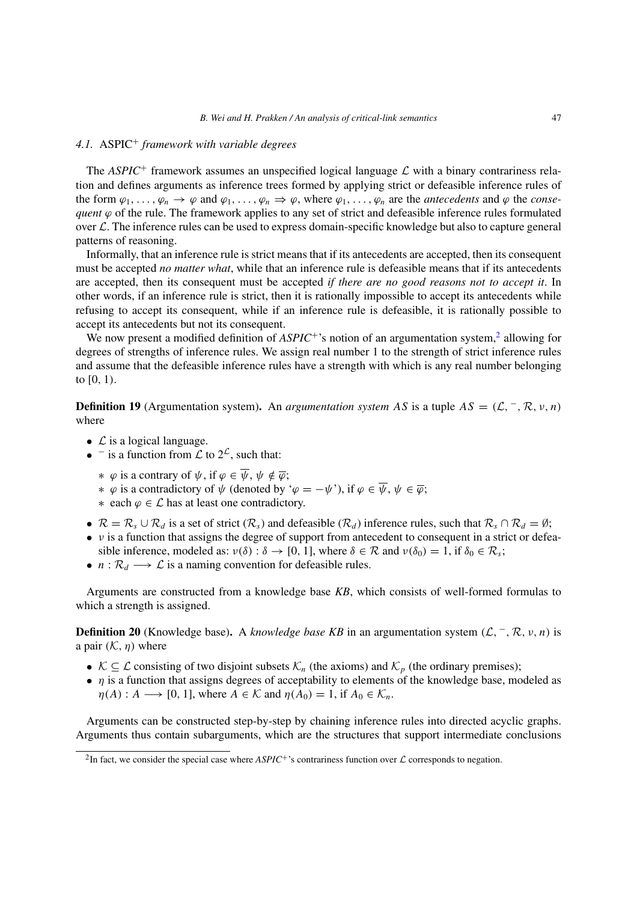### 4.1. ASPIC$^+$ *framework with variable degrees*

The *ASPIC*$^+$ framework assumes an unspecified logical language $\mathcal{L}$ with a binary contrariness relation and defines arguments as inference trees formed by applying strict or defeasible inference rules of the form $\varphi_1, \ldots, \varphi_n \rightarrow \varphi$ and $\varphi_1, \ldots, \varphi_n \Rightarrow \varphi$, where $\varphi_1, \ldots, \varphi_n$ are the *antecedents* and $\varphi$ the *consequent* $\varphi$ of the rule. The framework applies to any set of strict and defeasible inference rules formulated over $\mathcal{L}$. The inference rules can be used to express domain-specific knowledge but also to capture general patterns of reasoning.

Informally, that an inference rule is strict means that if its antecedents are accepted, then its consequent must be accepted *no matter what*, while that an inference rule is defeasible means that if its antecedents are accepted, then its consequent must be accepted *if there are no good reasons not to accept it*. In other words, if an inference rule is strict, then it is rationally impossible to accept its antecedents while refusing to accept its consequent, while if an inference rule is defeasible, it is rationally possible to accept its antecedents but not its consequent.

We now present a modified definition of *ASPIC*$^+$'s notion of an argumentation system,[2] allowing for degrees of strengths of inference rules. We assign real number 1 to the strength of strict inference rules and assume that the defeasible inference rules have a strength with which is any real number belonging to $[0, 1)$.

**Definition 19** (Argumentation system)**.** An *argumentation system AS* is a tuple $AS = (\mathcal{L}, ^-, \mathcal{R}, \nu, n)$ where

- $\mathcal{L}$ is a logical language.
- $^-$ is a function from $\mathcal{L}$ to $2^{\mathcal{L}}$, such that:
  - $\varphi$ is a contrary of $\psi$, if $\varphi \in \overline{\psi}$, $\psi \notin \overline{\varphi}$;
  - $\varphi$ is a contradictory of $\psi$ (denoted by '$\varphi = -\psi$'), if $\varphi \in \overline{\psi}$, $\psi \in \overline{\varphi}$;
  - each $\varphi \in \mathcal{L}$ has at least one contradictory.
- $\mathcal{R} = \mathcal{R}_s \cup \mathcal{R}_d$ is a set of strict ($\mathcal{R}_s$) and defeasible ($\mathcal{R}_d$) inference rules, such that $\mathcal{R}_s \cap \mathcal{R}_d = \emptyset$;
- $\nu$ is a function that assigns the degree of support from antecedent to consequent in a strict or defeasible inference, modeled as: $\nu(\delta) : \delta \rightarrow [0, 1]$, where $\delta \in \mathcal{R}$ and $\nu(\delta_0) = 1$, if $\delta_0 \in \mathcal{R}_s$;
- $n : \mathcal{R}_d \longrightarrow \mathcal{L}$ is a naming convention for defeasible rules.

Arguments are constructed from a knowledge base *KB*, which consists of well-formed formulas to which a strength is assigned.

**Definition 20** (Knowledge base)**.** A *knowledge base KB* in an argumentation system $(\mathcal{L}, ^-, \mathcal{R}, \nu, n)$ is a pair $(\mathcal{K}, \eta)$ where

- $\mathcal{K} \subseteq \mathcal{L}$ consisting of two disjoint subsets $\mathcal{K}_n$ (the axioms) and $\mathcal{K}_p$ (the ordinary premises);
- $\eta$ is a function that assigns degrees of acceptability to elements of the knowledge base, modeled as $\eta(A) : A \longrightarrow [0, 1]$, where $A \in \mathcal{K}$ and $\eta(A_0) = 1$, if $A_0 \in \mathcal{K}_n$.

Arguments can be constructed step-by-step by chaining inference rules into directed acyclic graphs. Arguments thus contain subarguments, which are the structures that support intermediate conclusions

[2] In fact, we consider the special case where *ASPIC*$^+$'s contrariness function over $\mathcal{L}$ corresponds to negation.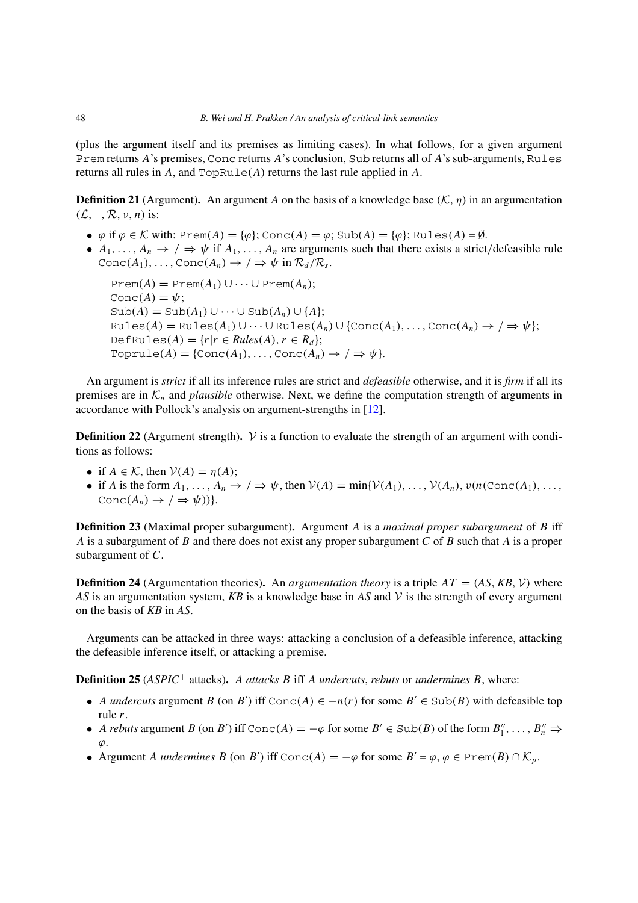(plus the argument itself and its premises as limiting cases). In what follows, for a given argument Prem returns $A$'s premises, Conc returns $A$'s conclusion, Sub returns all of $A$'s sub-arguments, Rules returns all rules in $A$, and $\texttt{TopRule}(A)$ returns the last rule applied in $A$.

**Definition 21** (Argument). An argument $A$ on the basis of a knowledge base $(\mathcal{K}, \eta)$ in an argumentation $(\mathcal{L}, ^{-}, \mathcal{R}, \nu, n)$ is:

- $\varphi$ if $\varphi \in \mathcal{K}$ with: $\texttt{Prem}(A) = \{\varphi\}$; $\texttt{Conc}(A) = \varphi$; $\texttt{Sub}(A) = \{\varphi\}$; $\texttt{Rules}(A) = \emptyset$.
- $A_1, \ldots, A_n \rightarrow / \Rightarrow \psi$ if $A_1, \ldots, A_n$ are arguments such that there exists a strict/defeasible rule $\texttt{Conc}(A_1), \ldots, \texttt{Conc}(A_n) \rightarrow / \Rightarrow \psi$ in $\mathcal{R}_d / \mathcal{R}_s$.

  $\texttt{Prem}(A) = \texttt{Prem}(A_1) \cup \cdots \cup \texttt{Prem}(A_n)$;
  $\texttt{Conc}(A) = \psi$;
  $\texttt{Sub}(A) = \texttt{Sub}(A_1) \cup \cdots \cup \texttt{Sub}(A_n) \cup \{A\}$;
  $\texttt{Rules}(A) = \texttt{Rules}(A_1) \cup \cdots \cup \texttt{Rules}(A_n) \cup \{\texttt{Conc}(A_1), \ldots, \texttt{Conc}(A_n) \rightarrow / \Rightarrow \psi\}$;
  $\texttt{DefRules}(A) = \{r | r \in \mathit{Rules}(A), r \in R_d\}$;
  $\texttt{Toprule}(A) = \{\texttt{Conc}(A_1), \ldots, \texttt{Conc}(A_n) \rightarrow / \Rightarrow \psi\}$.

An argument is *strict* if all its inference rules are strict and *defeasible* otherwise, and it is *firm* if all its premises are in $\mathcal{K}_n$ and *plausible* otherwise. Next, we define the computation strength of arguments in accordance with Pollock's analysis on argument-strengths in [12].

**Definition 22** (Argument strength). $\mathcal{V}$ is a function to evaluate the strength of an argument with conditions as follows:

- if $A \in \mathcal{K}$, then $\mathcal{V}(A) = \eta(A)$;
- if $A$ is the form $A_1, \ldots, A_n \rightarrow / \Rightarrow \psi$, then $\mathcal{V}(A) = \min\{\mathcal{V}(A_1), \ldots, \mathcal{V}(A_n), \upsilon(n(\texttt{Conc}(A_1), \ldots, \texttt{Conc}(A_n) \rightarrow / \Rightarrow \psi))\}$.

**Definition 23** (Maximal proper subargument). Argument $A$ is a *maximal proper subargument* of $B$ iff $A$ is a subargument of $B$ and there does not exist any proper subargument $C$ of $B$ such that $A$ is a proper subargument of $C$.

**Definition 24** (Argumentation theories). An *argumentation theory* is a triple $AT = (AS, KB, \mathcal{V})$ where $AS$ is an argumentation system, $KB$ is a knowledge base in $AS$ and $\mathcal{V}$ is the strength of every argument on the basis of $KB$ in $AS$.

Arguments can be attacked in three ways: attacking a conclusion of a defeasible inference, attacking the defeasible inference itself, or attacking a premise.

**Definition 25** ($ASPIC^+$ attacks). *$A$ attacks $B$ iff $A$ undercuts, rebuts or undermines $B$*, where:

- *$A$ undercuts* argument $B$ (on $B'$) iff $\texttt{Conc}(A) \in -n(r)$ for some $B' \in \texttt{Sub}(B)$ with defeasible top rule $r$.
- *$A$ rebuts* argument $B$ (on $B'$) iff $\texttt{Conc}(A) = -\varphi$ for some $B' \in \texttt{Sub}(B)$ of the form $B''_1, \ldots, B''_n \Rightarrow \varphi$.
- Argument *$A$ undermines* $B$ (on $B'$) iff $\texttt{Conc}(A) = -\varphi$ for some $B' = \varphi$, $\varphi \in \texttt{Prem}(B) \cap \mathcal{K}_p$.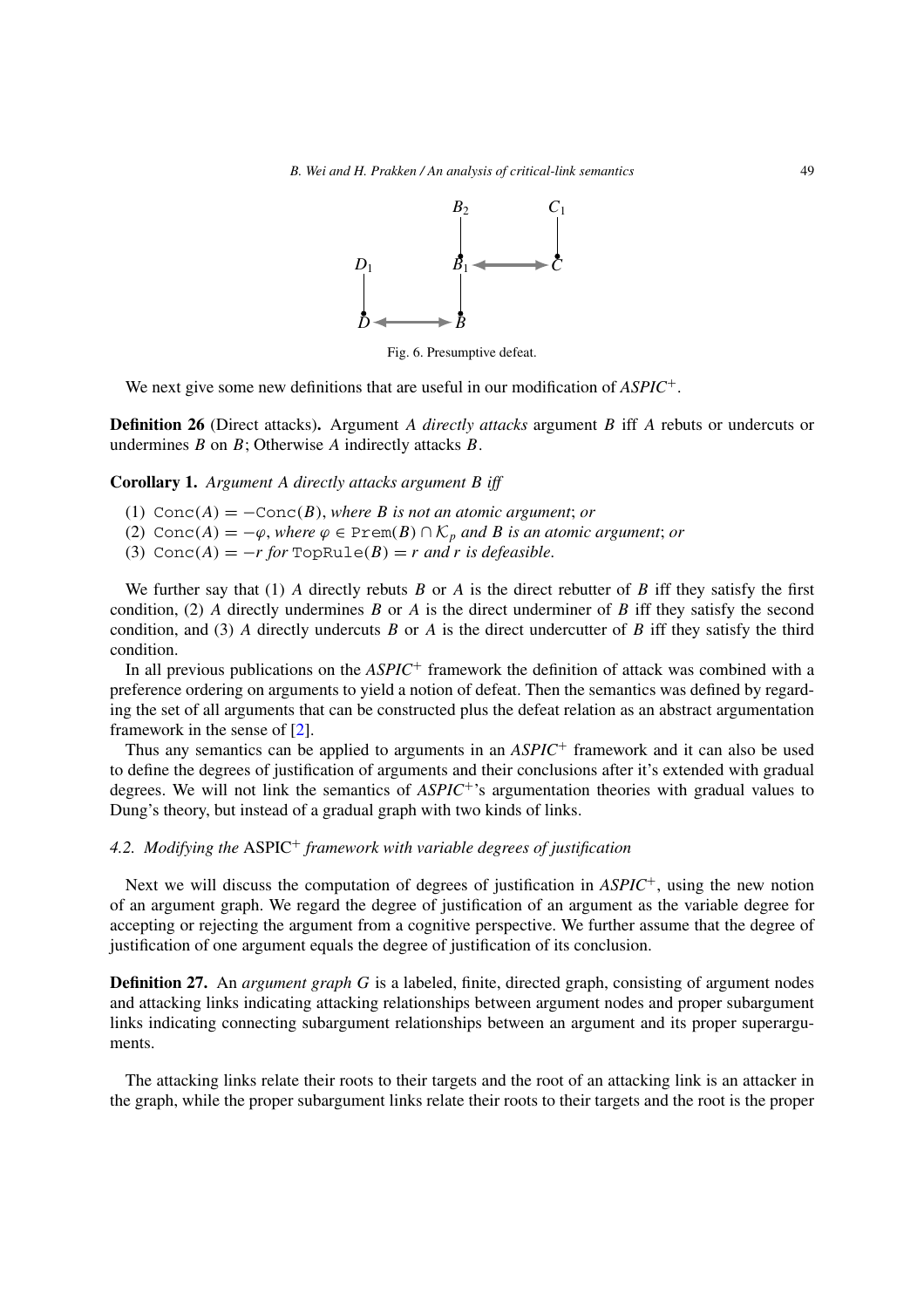Fig. 6. Presumptive defeat.

We next give some new definitions that are useful in our modification of *ASPIC*$^+$.

**Definition 26** (Direct attacks)**.** Argument $A$ *directly attacks* argument $B$ iff $A$ rebuts or undercuts or undermines $B$ on $B$; Otherwise $A$ indirectly attacks $B$.

**Corollary 1.** *Argument A directly attacks argument B iff*

(1) $\texttt{Conc}(A) = -\texttt{Conc}(B)$, *where B is not an atomic argument*; *or*
(2) $\texttt{Conc}(A) = -\varphi$, *where* $\varphi \in \texttt{Prem}(B) \cap \mathcal{K}_p$ *and B is an atomic argument*; *or*
(3) $\texttt{Conc}(A) = -r$ *for* $\texttt{TopRule}(B) = r$ *and r is defeasible.*

We further say that (1) $A$ directly rebuts $B$ or $A$ is the direct rebutter of $B$ iff they satisfy the first condition, (2) $A$ directly undermines $B$ or $A$ is the direct underminer of $B$ iff they satisfy the second condition, and (3) $A$ directly undercuts $B$ or $A$ is the direct undercutter of $B$ iff they satisfy the third condition.

In all previous publications on the *ASPIC*$^+$ framework the definition of attack was combined with a preference ordering on arguments to yield a notion of defeat. Then the semantics was defined by regarding the set of all arguments that can be constructed plus the defeat relation as an abstract argumentation framework in the sense of [2].

Thus any semantics can be applied to arguments in an *ASPIC*$^+$ framework and it can also be used to define the degrees of justification of arguments and their conclusions after it's extended with gradual degrees. We will not link the semantics of *ASPIC*$^+$'s argumentation theories with gradual values to Dung's theory, but instead of a gradual graph with two kinds of links.

### *4.2. Modifying the* ASPIC$^+$ *framework with variable degrees of justification*

Next we will discuss the computation of degrees of justification in *ASPIC*$^+$, using the new notion of an argument graph. We regard the degree of justification of an argument as the variable degree for accepting or rejecting the argument from a cognitive perspective. We further assume that the degree of justification of one argument equals the degree of justification of its conclusion.

**Definition 27.** An *argument graph G* is a labeled, finite, directed graph, consisting of argument nodes and attacking links indicating attacking relationships between argument nodes and proper subargument links indicating connecting subargument relationships between an argument and its proper superarguments.

The attacking links relate their roots to their targets and the root of an attacking link is an attacker in the graph, while the proper subargument links relate their roots to their targets and the root is the proper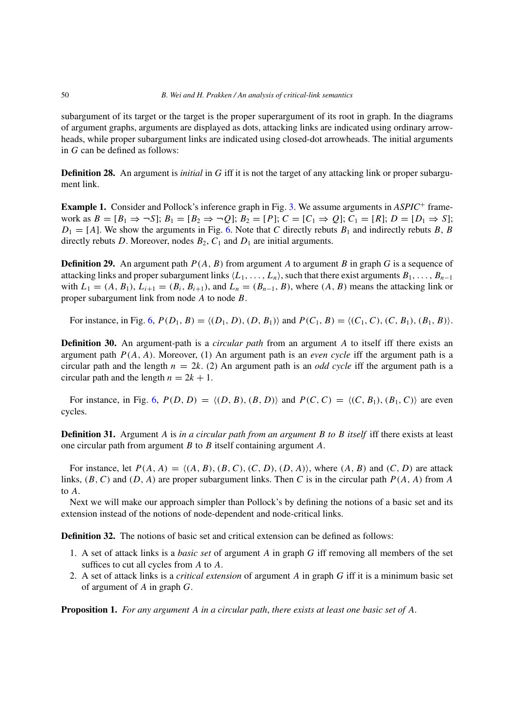subargument of its target or the target is the proper superargument of its root in graph. In the diagrams of argument graphs, arguments are displayed as dots, attacking links are indicated using ordinary arrowheads, while proper subargument links are indicated using closed-dot arrowheads. The initial arguments in $G$ can be defined as follows:

**Definition 28.** An argument is *initial* in $G$ iff it is not the target of any attacking link or proper subargument link.

**Example 1.** Consider and Pollock's inference graph in Fig. 3. We assume arguments in *ASPIC*$^+$ framework as $B = [B_1 \Rightarrow \neg S]$; $B_1 = [B_2 \Rightarrow \neg Q]$; $B_2 = [P]$; $C = [C_1 \Rightarrow Q]$; $C_1 = [R]$; $D = [D_1 \Rightarrow S]$; $D_1 = [A]$. We show the arguments in Fig. 6. Note that $C$ directly rebuts $B_1$ and indirectly rebuts $B$, $B$ directly rebuts $D$. Moreover, nodes $B_2$, $C_1$ and $D_1$ are initial arguments.

**Definition 29.** An argument path $P(A, B)$ from argument $A$ to argument $B$ in graph $G$ is a sequence of attacking links and proper subargument links $\langle L_1, \ldots, L_n\rangle$, such that there exist arguments $B_1, \ldots, B_{n-1}$ with $L_1 = (A, B_1)$, $L_{i+1} = (B_i, B_{i+1})$, and $L_n = (B_{n-1}, B)$, where $(A, B)$ means the attacking link or proper subargument link from node $A$ to node $B$.

For instance, in Fig. 6, $P(D_1, B) = \langle (D_1, D), (D, B_1)\rangle$ and $P(C_1, B) = \langle (C_1, C), (C, B_1), (B_1, B)\rangle$.

**Definition 30.** An argument-path is a *circular path* from an argument $A$ to itself iff there exists an argument path $P(A, A)$. Moreover, (1) An argument path is an *even cycle* iff the argument path is a circular path and the length $n = 2k$. (2) An argument path is an *odd cycle* iff the argument path is a circular path and the length $n = 2k + 1$.

For instance, in Fig. 6, $P(D, D) = \langle (D, B), (B, D)\rangle$ and $P(C, C) = \langle (C, B_1), (B_1, C)\rangle$ are even cycles.

**Definition 31.** Argument $A$ is *in a circular path from an argument $B$ to $B$ itself* iff there exists at least one circular path from argument $B$ to $B$ itself containing argument $A$.

For instance, let $P(A, A) = \langle (A, B), (B, C), (C, D), (D, A)\rangle$, where $(A, B)$ and $(C, D)$ are attack links, $(B, C)$ and $(D, A)$ are proper subargument links. Then $C$ is in the circular path $P(A, A)$ from $A$ to $A$.

Next we will make our approach simpler than Pollock's by defining the notions of a basic set and its extension instead of the notions of node-dependent and node-critical links.

**Definition 32.** The notions of basic set and critical extension can be defined as follows:

1. A set of attack links is a *basic set* of argument $A$ in graph $G$ iff removing all members of the set suffices to cut all cycles from $A$ to $A$.
2. A set of attack links is a *critical extension* of argument $A$ in graph $G$ iff it is a minimum basic set of argument of $A$ in graph $G$.

**Proposition 1.** *For any argument $A$ in a circular path, there exists at least one basic set of $A$.*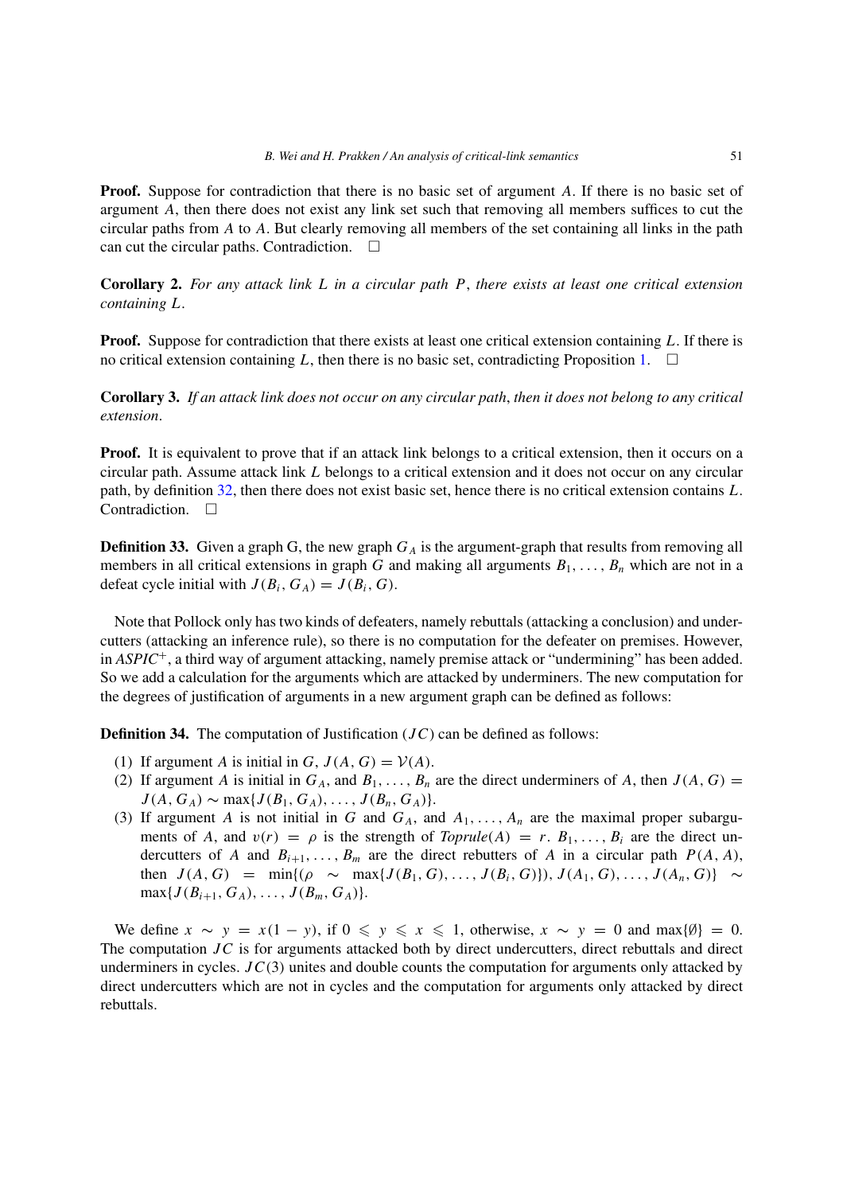**Proof.** Suppose for contradiction that there is no basic set of argument $A$. If there is no basic set of argument $A$, then there does not exist any link set such that removing all members suffices to cut the circular paths from $A$ to $A$. But clearly removing all members of the set containing all links in the path can cut the circular paths. Contradiction. □

**Corollary 2.** *For any attack link $L$ in a circular path $P$, there exists at least one critical extension containing $L$.*

**Proof.** Suppose for contradiction that there exists at least one critical extension containing $L$. If there is no critical extension containing $L$, then there is no basic set, contradicting Proposition 1. □

**Corollary 3.** *If an attack link does not occur on any circular path, then it does not belong to any critical extension.*

**Proof.** It is equivalent to prove that if an attack link belongs to a critical extension, then it occurs on a circular path. Assume attack link $L$ belongs to a critical extension and it does not occur on any circular path, by definition 32, then there does not exist basic set, hence there is no critical extension contains $L$. Contradiction. □

**Definition 33.** Given a graph G, the new graph $G_A$ is the argument-graph that results from removing all members in all critical extensions in graph $G$ and making all arguments $B_1, \ldots, B_n$ which are not in a defeat cycle initial with $J(B_i, G_A) = J(B_i, G)$.

Note that Pollock only has two kinds of defeaters, namely rebuttals (attacking a conclusion) and undercutters (attacking an inference rule), so there is no computation for the defeater on premises. However, in *ASPIC*$^+$, a third way of argument attacking, namely premise attack or "undermining" has been added. So we add a calculation for the arguments which are attacked by underminers. The new computation for the degrees of justification of arguments in a new argument graph can be defined as follows:

**Definition 34.** The computation of Justification ($JC$) can be defined as follows:

1. If argument $A$ is initial in $G$, $J(A, G) = \mathcal{V}(A)$.
2. If argument $A$ is initial in $G_A$, and $B_1, \ldots, B_n$ are the direct underminers of $A$, then $J(A, G) = J(A, G_A) \sim \max\{J(B_1, G_A), \ldots, J(B_n, G_A)\}$.
3. If argument $A$ is not initial in $G$ and $G_A$, and $A_1, \ldots, A_n$ are the maximal proper subarguments of $A$, and $v(r) = \rho$ is the strength of *Toprule*$(A) = r$. $B_1, \ldots, B_i$ are the direct undercutters of $A$ and $B_{i+1}, \ldots, B_m$ are the direct rebutters of $A$ in a circular path $P(A, A)$, then $J(A, G) = \min\{(\rho \sim \max\{J(B_1, G), \ldots, J(B_i, G)\}), J(A_1, G), \ldots, J(A_n, G)\} \sim \max\{J(B_{i+1}, G_A), \ldots, J(B_m, G_A)\}$.

We define $x \sim y = x(1 - y)$, if $0 \leqslant y \leqslant x \leqslant 1$, otherwise, $x \sim y = 0$ and $\max\{\emptyset\} = 0$. The computation $JC$ is for arguments attacked both by direct undercutters, direct rebuttals and direct underminers in cycles. $JC(3)$ unites and double counts the computation for arguments only attacked by direct undercutters which are not in cycles and the computation for arguments only attacked by direct rebuttals.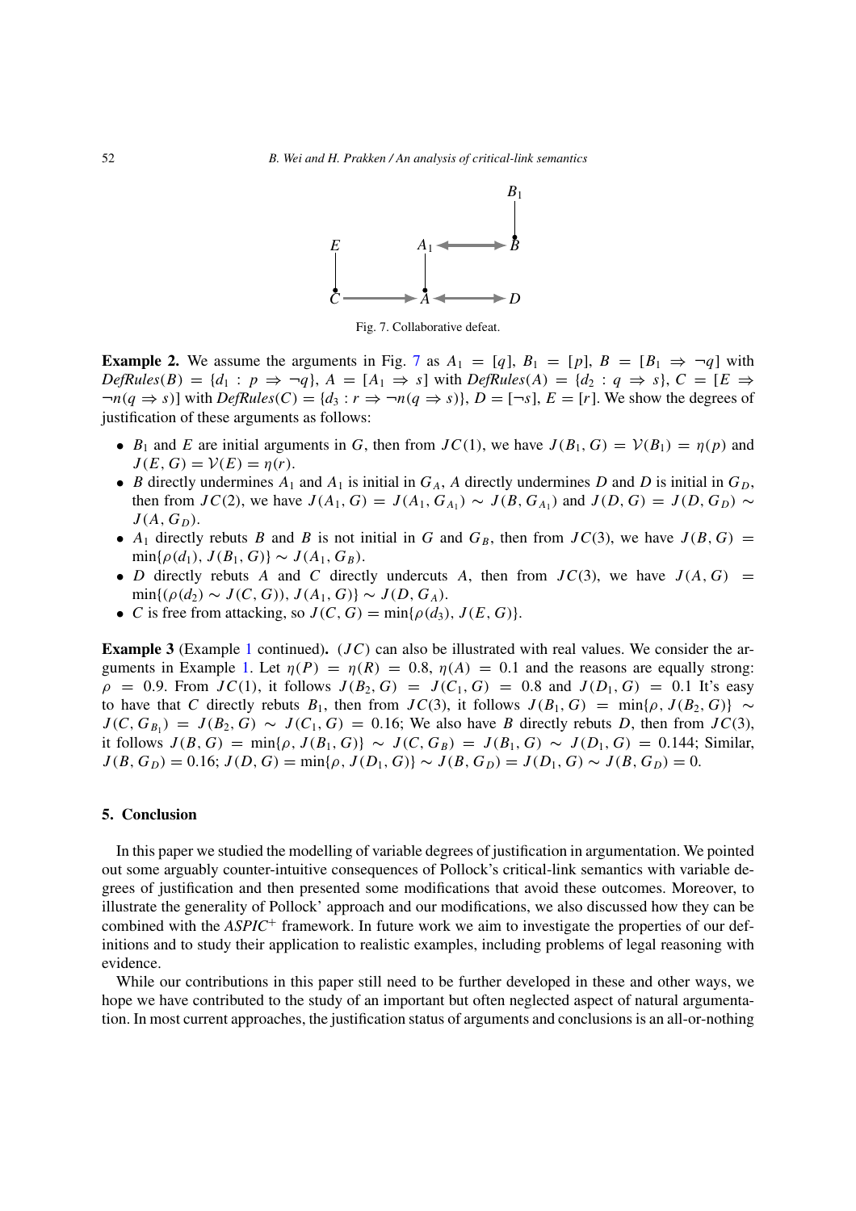Fig. 7. Collaborative defeat.

**Example 2.** We assume the arguments in Fig. 7 as $A_1 = [q]$, $B_1 = [p]$, $B = [B_1 \Rightarrow \neg q]$ with $DefRules(B) = \{d_1 : p \Rightarrow \neg q\}$, $A = [A_1 \Rightarrow s]$ with $DefRules(A) = \{d_2 : q \Rightarrow s\}$, $C = [E \Rightarrow \neg n(q \Rightarrow s)]$ with $DefRules(C) = \{d_3 : r \Rightarrow \neg n(q \Rightarrow s)\}$, $D = [\neg s]$, $E = [r]$. We show the degrees of justification of these arguments as follows:

- $B_1$ and $E$ are initial arguments in $G$, then from $JC(1)$, we have $J(B_1, G) = \mathcal{V}(B_1) = \eta(p)$ and $J(E, G) = \mathcal{V}(E) = \eta(r)$.
- $B$ directly undermines $A_1$ and $A_1$ is initial in $G_A$, $A$ directly undermines $D$ and $D$ is initial in $G_D$, then from $JC(2)$, we have $J(A_1, G) = J(A_1, G_{A_1}) \sim J(B, G_{A_1})$ and $J(D, G) = J(D, G_D) \sim J(A, G_D)$.
- $A_1$ directly rebuts $B$ and $B$ is not initial in $G$ and $G_B$, then from $JC(3)$, we have $J(B, G) = \min\{\rho(d_1), J(B_1, G)\} \sim J(A_1, G_B)$.
- $D$ directly rebuts $A$ and $C$ directly undercuts $A$, then from $JC(3)$, we have $J(A, G) = \min\{(\rho(d_2) \sim J(C, G)), J(A_1, G)\} \sim J(D, G_A)$.
- $C$ is free from attacking, so $J(C, G) = \min\{\rho(d_3), J(E, G)\}$.

**Example 3** (Example 1 continued)**.** $(JC)$ can also be illustrated with real values. We consider the arguments in Example 1. Let $\eta(P) = \eta(R) = 0.8$, $\eta(A) = 0.1$ and the reasons are equally strong: $\rho = 0.9$. From $JC(1)$, it follows $J(B_2, G) = J(C_1, G) = 0.8$ and $J(D_1, G) = 0.1$ It's easy to have that $C$ directly rebuts $B_1$, then from $JC(3)$, it follows $J(B_1, G) = \min\{\rho, J(B_2, G)\} \sim J(C, G_{B_1}) = J(B_2, G) \sim J(C_1, G) = 0.16$; We also have $B$ directly rebuts $D$, then from $JC(3)$, it follows $J(B, G) = \min\{\rho, J(B_1, G)\} \sim J(C, G_B) = J(B_1, G) \sim J(D_1, G) = 0.144$; Similar, $J(B, G_D) = 0.16$; $J(D, G) = \min\{\rho, J(D_1, G)\} \sim J(B, G_D) = J(D_1, G) \sim J(B, G_D) = 0$.

## 5. Conclusion

In this paper we studied the modelling of variable degrees of justification in argumentation. We pointed out some arguably counter-intuitive consequences of Pollock's critical-link semantics with variable degrees of justification and then presented some modifications that avoid these outcomes. Moreover, to illustrate the generality of Pollock' approach and our modifications, we also discussed how they can be combined with the *ASPIC*$^+$ framework. In future work we aim to investigate the properties of our definitions and to study their application to realistic examples, including problems of legal reasoning with evidence.

While our contributions in this paper still need to be further developed in these and other ways, we hope we have contributed to the study of an important but often neglected aspect of natural argumentation. In most current approaches, the justification status of arguments and conclusions is an all-or-nothing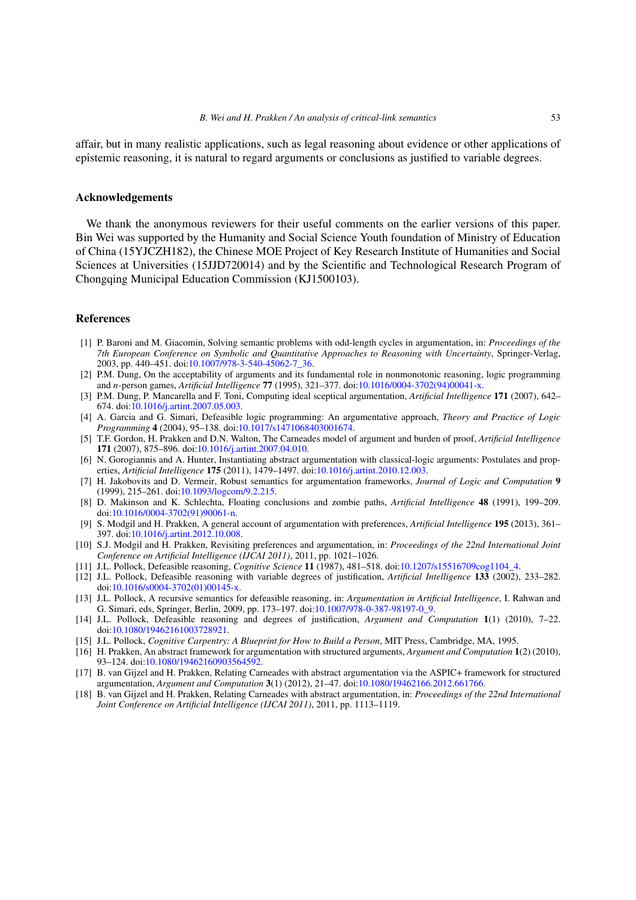affair, but in many realistic applications, such as legal reasoning about evidence or other applications of epistemic reasoning, it is natural to regard arguments or conclusions as justified to variable degrees.

## Acknowledgements

We thank the anonymous reviewers for their useful comments on the earlier versions of this paper. Bin Wei was supported by the Humanity and Social Science Youth foundation of Ministry of Education of China (15YJCZH182), the Chinese MOE Project of Key Research Institute of Humanities and Social Sciences at Universities (15JJD720014) and by the Scientific and Technological Research Program of Chongqing Municipal Education Commission (KJ1500103).

## References

[1] P. Baroni and M. Giacomin, Solving semantic problems with odd-length cycles in argumentation, in: *Proceedings of the 7th European Conference on Symbolic and Quantitative Approaches to Reasoning with Uncertainty*, Springer-Verlag, 2003, pp. 440–451. doi:10.1007/978-3-540-45062-7_36.

[2] P.M. Dung, On the acceptability of arguments and its fundamental role in nonmonotonic reasoning, logic programming and *n*-person games, *Artificial Intelligence* **77** (1995), 321–377. doi:10.1016/0004-3702(94)00041-x.

[3] P.M. Dung, P. Mancarella and F. Toni, Computing ideal sceptical argumentation, *Artificial Intelligence* **171** (2007), 642–674. doi:10.1016/j.artint.2007.05.003.

[4] A. Garcia and G. Simari, Defeasible logic programming: An argumentative approach, *Theory and Practice of Logic Programming* **4** (2004), 95–138. doi:10.1017/s1471068403001674.

[5] T.F. Gordon, H. Prakken and D.N. Walton, The Carneades model of argument and burden of proof, *Artificial Intelligence* **171** (2007), 875–896. doi:10.1016/j.artint.2007.04.010.

[6] N. Gorogiannis and A. Hunter, Instantiating abstract argumentation with classical-logic arguments: Postulates and properties, *Artificial Intelligence* **175** (2011), 1479–1497. doi:10.1016/j.artint.2010.12.003.

[7] H. Jakobovits and D. Vermeir, Robust semantics for argumentation frameworks, *Journal of Logic and Computation* **9** (1999), 215–261. doi:10.1093/logcom/9.2.215.

[8] D. Makinson and K. Schlechta, Floating conclusions and zombie paths, *Artificial Intelligence* **48** (1991), 199–209. doi:10.1016/0004-3702(91)90061-n.

[9] S. Modgil and H. Prakken, A general account of argumentation with preferences, *Artificial Intelligence* **195** (2013), 361–397. doi:10.1016/j.artint.2012.10.008.

[10] S.J. Modgil and H. Prakken, Revisiting preferences and argumentation, in: *Proceedings of the 22nd International Joint Conference on Artificial Intelligence (IJCAI 2011)*, 2011, pp. 1021–1026.

[11] J.L. Pollock, Defeasible reasoning, *Cognitive Science* **11** (1987), 481–518. doi:10.1207/s15516709cog1104_4.

[12] J.L. Pollock, Defeasible reasoning with variable degrees of justification, *Artificial Intelligence* **133** (2002), 233–282. doi:10.1016/s0004-3702(01)00145-x.

[13] J.L. Pollock, A recursive semantics for defeasible reasoning, in: *Argumentation in Artificial Intelligence*, I. Rahwan and G. Simari, eds, Springer, Berlin, 2009, pp. 173–197. doi:10.1007/978-0-387-98197-0_9.

[14] J.L. Pollock, Defeasible reasoning and degrees of justification, *Argument and Computation* **1**(1) (2010), 7–22. doi:10.1080/19462161003728921.

[15] J.L. Pollock, *Cognitive Carpentry: A Blueprint for How to Build a Person*, MIT Press, Cambridge, MA, 1995.

[16] H. Prakken, An abstract framework for argumentation with structured arguments, *Argument and Computation* **1**(2) (2010), 93–124. doi:10.1080/19462160903564592.

[17] B. van Gijzel and H. Prakken, Relating Carneades with abstract argumentation via the ASPIC+ framework for structured argumentation, *Argument and Computation* **3**(1) (2012), 21–47. doi:10.1080/19462166.2012.661766.

[18] B. van Gijzel and H. Prakken, Relating Carneades with abstract argumentation, in: *Proceedings of the 22nd International Joint Conference on Artificial Intelligence (IJCAI 2011)*, 2011, pp. 1113–1119.